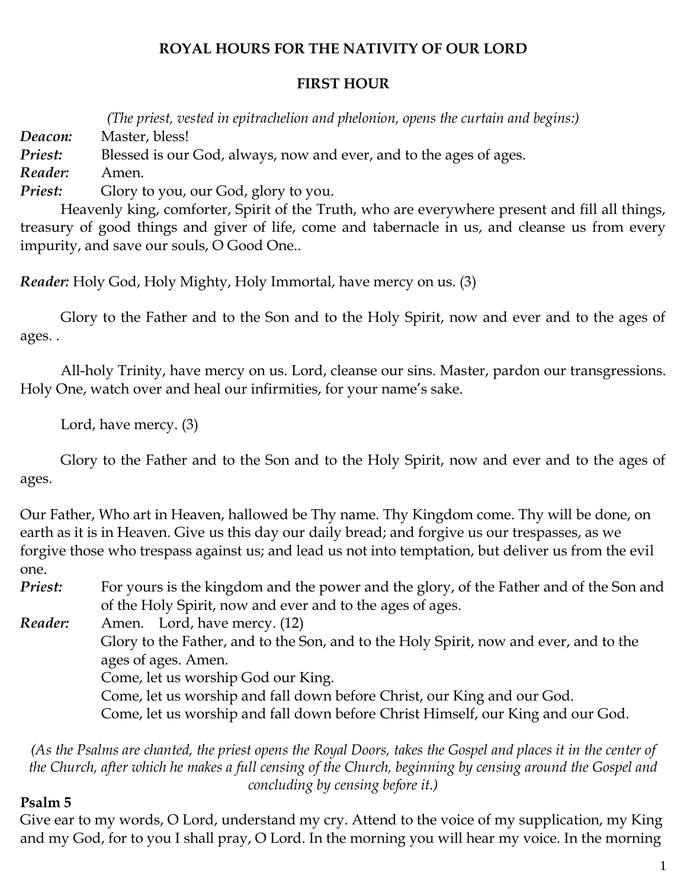# ROYAL HOURS FOR THE NATIVITY OF OUR LORD

## FIRST HOUR

*(The priest, vested in epitrachelion and phelonion, opens the curtain and begins:)*

***Deacon:*** Master, bless!

***Priest:*** Blessed is our God, always, now and ever, and to the ages of ages.

***Reader:*** Amen.

***Priest:*** Glory to you, our God, glory to you.

Heavenly king, comforter, Spirit of the Truth, who are everywhere present and fill all things, treasury of good things and giver of life, come and tabernacle in us, and cleanse us from every impurity, and save our souls, O Good One..

***Reader:*** Holy God, Holy Mighty, Holy Immortal, have mercy on us. (3)

Glory to the Father and to the Son and to the Holy Spirit, now and ever and to the ages of ages. .

All-holy Trinity, have mercy on us. Lord, cleanse our sins. Master, pardon our transgressions. Holy One, watch over and heal our infirmities, for your name's sake.

Lord, have mercy. (3)

Glory to the Father and to the Son and to the Holy Spirit, now and ever and to the ages of ages.

Our Father, Who art in Heaven, hallowed be Thy name. Thy Kingdom come. Thy will be done, on earth as it is in Heaven. Give us this day our daily bread; and forgive us our trespasses, as we forgive those who trespass against us; and lead us not into temptation, but deliver us from the evil one.

***Priest:*** For yours is the kingdom and the power and the glory, of the Father and of the Son and of the Holy Spirit, now and ever and to the ages of ages.

***Reader:*** Amen. Lord, have mercy. (12)

Glory to the Father, and to the Son, and to the Holy Spirit, now and ever, and to the ages of ages. Amen.

Come, let us worship God our King.

Come, let us worship and fall down before Christ, our King and our God.

Come, let us worship and fall down before Christ Himself, our King and our God.

*(As the Psalms are chanted, the priest opens the Royal Doors, takes the Gospel and places it in the center of the Church, after which he makes a full censing of the Church, beginning by censing around the Gospel and concluding by censing before it.)*

**Psalm 5**

Give ear to my words, O Lord, understand my cry. Attend to the voice of my supplication, my King and my God, for to you I shall pray, O Lord. In the morning you will hear my voice. In the morning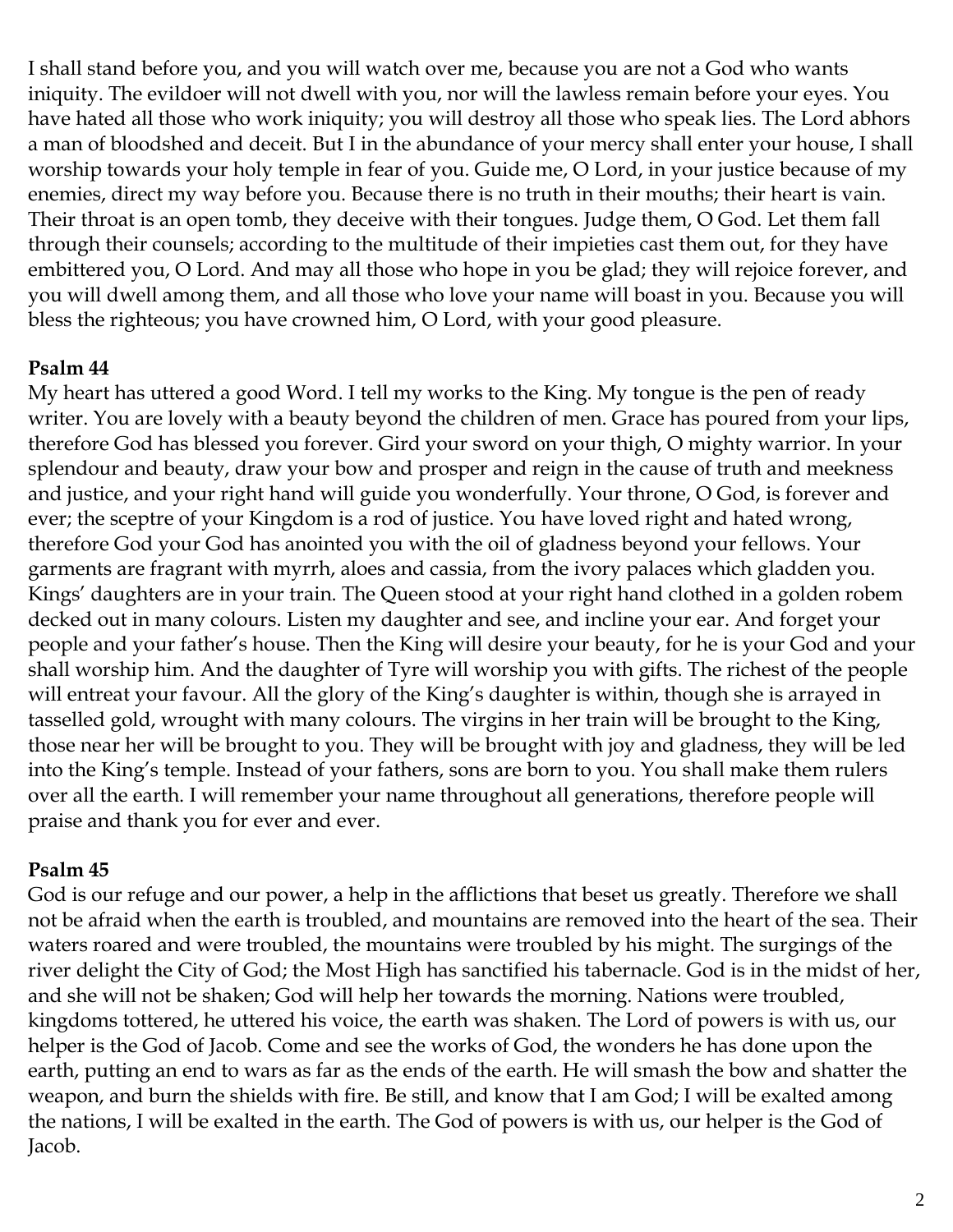I shall stand before you, and you will watch over me, because you are not a God who wants iniquity. The evildoer will not dwell with you, nor will the lawless remain before your eyes. You have hated all those who work iniquity; you will destroy all those who speak lies. The Lord abhors a man of bloodshed and deceit. But I in the abundance of your mercy shall enter your house, I shall worship towards your holy temple in fear of you. Guide me, O Lord, in your justice because of my enemies, direct my way before you. Because there is no truth in their mouths; their heart is vain. Their throat is an open tomb, they deceive with their tongues. Judge them, O God. Let them fall through their counsels; according to the multitude of their impieties cast them out, for they have embittered you, O Lord. And may all those who hope in you be glad; they will rejoice forever, and you will dwell among them, and all those who love your name will boast in you. Because you will bless the righteous; you have crowned him, O Lord, with your good pleasure.

**Psalm 44**

My heart has uttered a good Word. I tell my works to the King. My tongue is the pen of ready writer. You are lovely with a beauty beyond the children of men. Grace has poured from your lips, therefore God has blessed you forever. Gird your sword on your thigh, O mighty warrior. In your splendour and beauty, draw your bow and prosper and reign in the cause of truth and meekness and justice, and your right hand will guide you wonderfully. Your throne, O God, is forever and ever; the sceptre of your Kingdom is a rod of justice. You have loved right and hated wrong, therefore God your God has anointed you with the oil of gladness beyond your fellows. Your garments are fragrant with myrrh, aloes and cassia, from the ivory palaces which gladden you. Kings' daughters are in your train. The Queen stood at your right hand clothed in a golden robem decked out in many colours. Listen my daughter and see, and incline your ear. And forget your people and your father's house. Then the King will desire your beauty, for he is your God and your shall worship him. And the daughter of Tyre will worship you with gifts. The richest of the people will entreat your favour. All the glory of the King's daughter is within, though she is arrayed in tasselled gold, wrought with many colours. The virgins in her train will be brought to the King, those near her will be brought to you. They will be brought with joy and gladness, they will be led into the King's temple. Instead of your fathers, sons are born to you. You shall make them rulers over all the earth. I will remember your name throughout all generations, therefore people will praise and thank you for ever and ever.

**Psalm 45**

God is our refuge and our power, a help in the afflictions that beset us greatly. Therefore we shall not be afraid when the earth is troubled, and mountains are removed into the heart of the sea. Their waters roared and were troubled, the mountains were troubled by his might. The surgings of the river delight the City of God; the Most High has sanctified his tabernacle. God is in the midst of her, and she will not be shaken; God will help her towards the morning. Nations were troubled, kingdoms tottered, he uttered his voice, the earth was shaken. The Lord of powers is with us, our helper is the God of Jacob. Come and see the works of God, the wonders he has done upon the earth, putting an end to wars as far as the ends of the earth. He will smash the bow and shatter the weapon, and burn the shields with fire. Be still, and know that I am God; I will be exalted among the nations, I will be exalted in the earth. The God of powers is with us, our helper is the God of Jacob.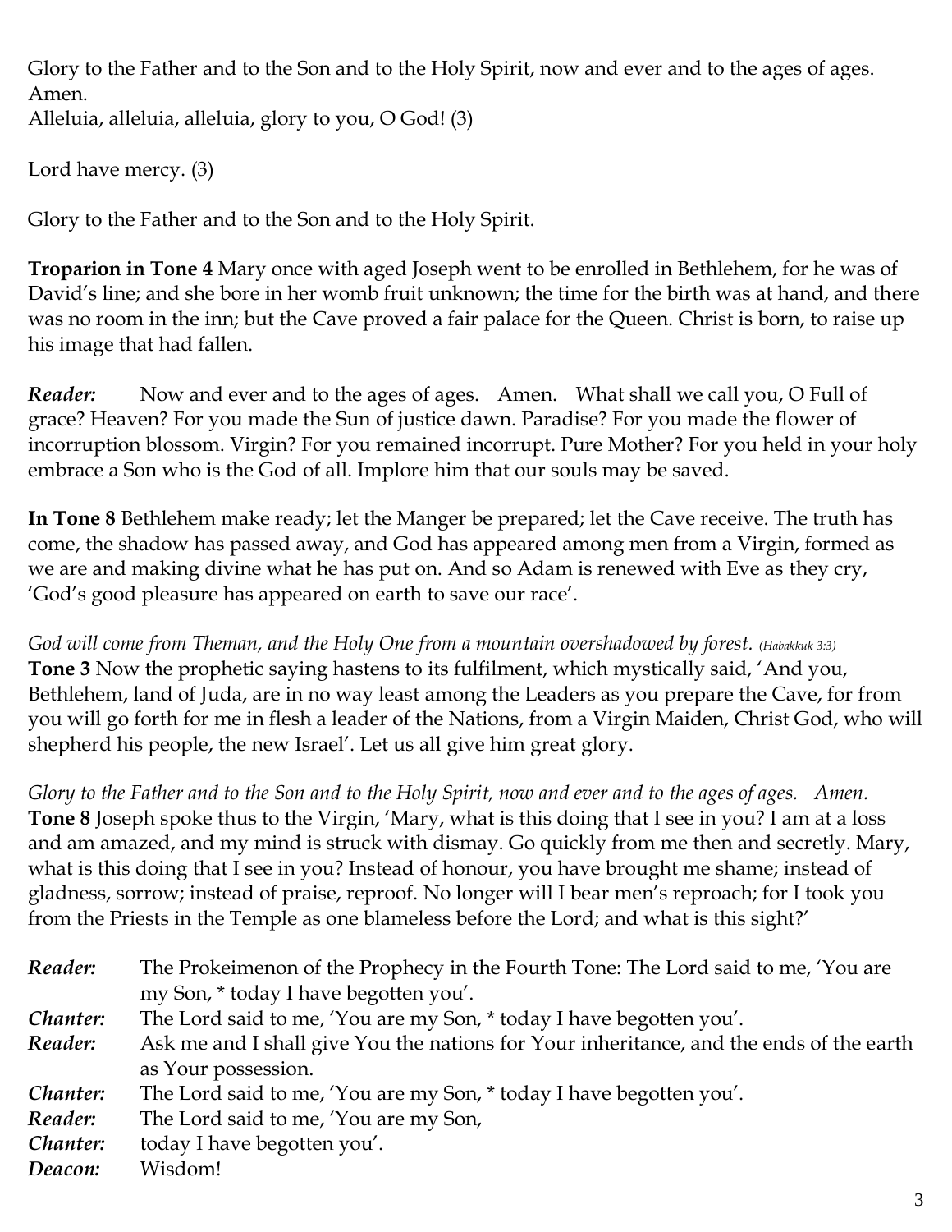Glory to the Father and to the Son and to the Holy Spirit, now and ever and to the ages of ages. Amen.
Alleluia, alleluia, alleluia, glory to you, O God! (3)

Lord have mercy. (3)

Glory to the Father and to the Son and to the Holy Spirit.

**Troparion in Tone 4** Mary once with aged Joseph went to be enrolled in Bethlehem, for he was of David's line; and she bore in her womb fruit unknown; the time for the birth was at hand, and there was no room in the inn; but the Cave proved a fair palace for the Queen. Christ is born, to raise up his image that had fallen.

***Reader:*** Now and ever and to the ages of ages. Amen. What shall we call you, O Full of grace? Heaven? For you made the Sun of justice dawn. Paradise? For you made the flower of incorruption blossom. Virgin? For you remained incorrupt. Pure Mother? For you held in your holy embrace a Son who is the God of all. Implore him that our souls may be saved.

**In Tone 8** Bethlehem make ready; let the Manger be prepared; let the Cave receive. The truth has come, the shadow has passed away, and God has appeared among men from a Virgin, formed as we are and making divine what he has put on. And so Adam is renewed with Eve as they cry, 'God's good pleasure has appeared on earth to save our race'.

*God will come from Theman, and the Holy One from a mountain overshadowed by forest. (Habakkuk 3:3)*
**Tone 3** Now the prophetic saying hastens to its fulfilment, which mystically said, 'And you, Bethlehem, land of Juda, are in no way least among the Leaders as you prepare the Cave, for from you will go forth for me in flesh a leader of the Nations, from a Virgin Maiden, Christ God, who will shepherd his people, the new Israel'. Let us all give him great glory.

*Glory to the Father and to the Son and to the Holy Spirit, now and ever and to the ages of ages. Amen.*
**Tone 8** Joseph spoke thus to the Virgin, 'Mary, what is this doing that I see in you? I am at a loss and am amazed, and my mind is struck with dismay. Go quickly from me then and secretly. Mary, what is this doing that I see in you? Instead of honour, you have brought me shame; instead of gladness, sorrow; instead of praise, reproof. No longer will I bear men's reproach; for I took you from the Priests in the Temple as one blameless before the Lord; and what is this sight?'

***Reader:*** The Prokeimenon of the Prophecy in the Fourth Tone: The Lord said to me, 'You are my Son, * today I have begotten you'.
***Chanter:*** The Lord said to me, 'You are my Son, * today I have begotten you'.
***Reader:*** Ask me and I shall give You the nations for Your inheritance, and the ends of the earth as Your possession.
***Chanter:*** The Lord said to me, 'You are my Son, * today I have begotten you'.
***Reader:*** The Lord said to me, 'You are my Son,
***Chanter:*** today I have begotten you'.
***Deacon:*** Wisdom!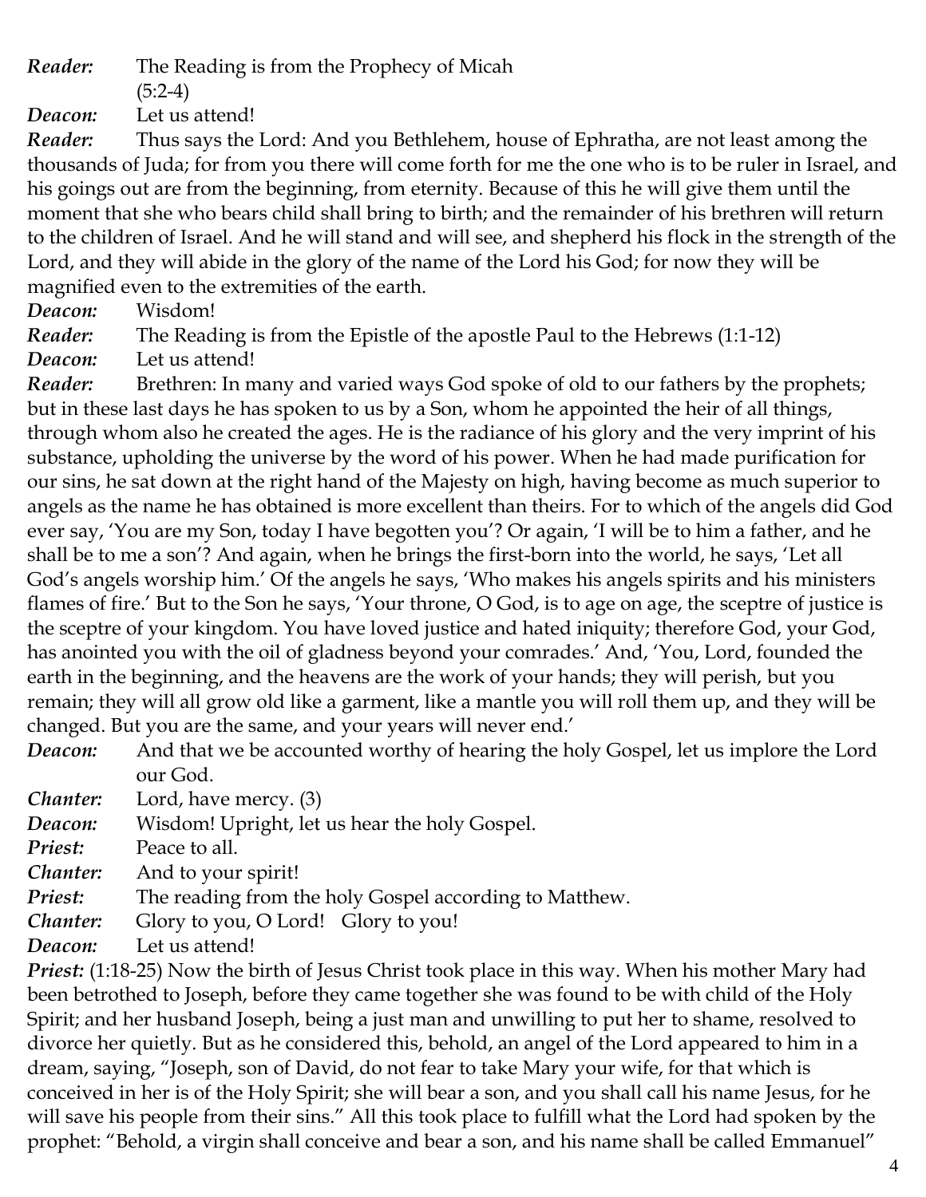***Reader:*** The Reading is from the Prophecy of Micah (5:2-4)

***Deacon:*** Let us attend!

***Reader:*** Thus says the Lord: And you Bethlehem, house of Ephratha, are not least among the thousands of Juda; for from you there will come forth for me the one who is to be ruler in Israel, and his goings out are from the beginning, from eternity. Because of this he will give them until the moment that she who bears child shall bring to birth; and the remainder of his brethren will return to the children of Israel. And he will stand and will see, and shepherd his flock in the strength of the Lord, and they will abide in the glory of the name of the Lord his God; for now they will be magnified even to the extremities of the earth.

***Deacon:*** Wisdom!

***Reader:*** The Reading is from the Epistle of the apostle Paul to the Hebrews (1:1-12)

***Deacon:*** Let us attend!

***Reader:*** Brethren: In many and varied ways God spoke of old to our fathers by the prophets; but in these last days he has spoken to us by a Son, whom he appointed the heir of all things, through whom also he created the ages. He is the radiance of his glory and the very imprint of his substance, upholding the universe by the word of his power. When he had made purification for our sins, he sat down at the right hand of the Majesty on high, having become as much superior to angels as the name he has obtained is more excellent than theirs. For to which of the angels did God ever say, 'You are my Son, today I have begotten you'? Or again, 'I will be to him a father, and he shall be to me a son'? And again, when he brings the first-born into the world, he says, 'Let all God's angels worship him.' Of the angels he says, 'Who makes his angels spirits and his ministers flames of fire.' But to the Son he says, 'Your throne, O God, is to age on age, the sceptre of justice is the sceptre of your kingdom. You have loved justice and hated iniquity; therefore God, your God, has anointed you with the oil of gladness beyond your comrades.' And, 'You, Lord, founded the earth in the beginning, and the heavens are the work of your hands; they will perish, but you remain; they will all grow old like a garment, like a mantle you will roll them up, and they will be changed. But you are the same, and your years will never end.'

***Deacon:*** And that we be accounted worthy of hearing the holy Gospel, let us implore the Lord our God.

***Chanter:*** Lord, have mercy. (3)

***Deacon:*** Wisdom! Upright, let us hear the holy Gospel.

***Priest:*** Peace to all.

***Chanter:*** And to your spirit!

***Priest:*** The reading from the holy Gospel according to Matthew.

***Chanter:*** Glory to you, O Lord! Glory to you!

***Deacon:*** Let us attend!

***Priest:*** (1:18-25) Now the birth of Jesus Christ took place in this way. When his mother Mary had been betrothed to Joseph, before they came together she was found to be with child of the Holy Spirit; and her husband Joseph, being a just man and unwilling to put her to shame, resolved to divorce her quietly. But as he considered this, behold, an angel of the Lord appeared to him in a dream, saying, "Joseph, son of David, do not fear to take Mary your wife, for that which is conceived in her is of the Holy Spirit; she will bear a son, and you shall call his name Jesus, for he will save his people from their sins." All this took place to fulfill what the Lord had spoken by the prophet: "Behold, a virgin shall conceive and bear a son, and his name shall be called Emmanuel"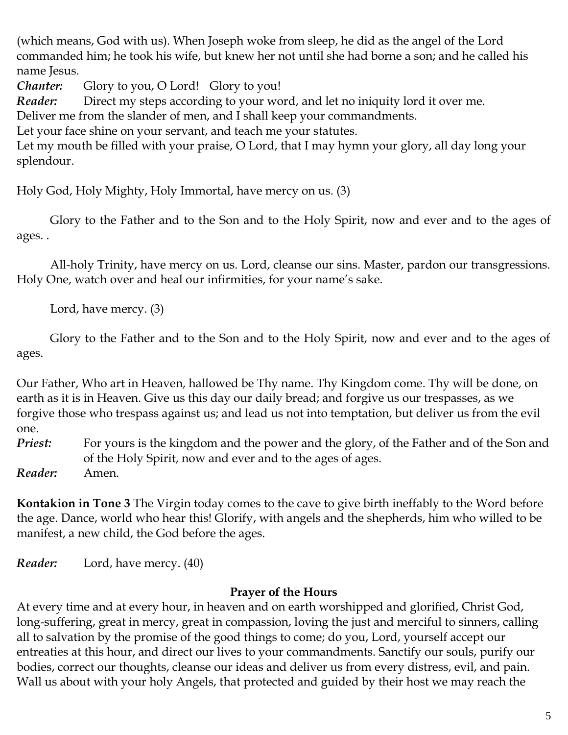(which means, God with us). When Joseph woke from sleep, he did as the angel of the Lord commanded him; he took his wife, but knew her not until she had borne a son; and he called his name Jesus.

***Chanter:*** Glory to you, O Lord! Glory to you!

***Reader:*** Direct my steps according to your word, and let no iniquity lord it over me.
Deliver me from the slander of men, and I shall keep your commandments.
Let your face shine on your servant, and teach me your statutes.
Let my mouth be filled with your praise, O Lord, that I may hymn your glory, all day long your splendour.

Holy God, Holy Mighty, Holy Immortal, have mercy on us. (3)

Glory to the Father and to the Son and to the Holy Spirit, now and ever and to the ages of ages. .

All-holy Trinity, have mercy on us. Lord, cleanse our sins. Master, pardon our transgressions. Holy One, watch over and heal our infirmities, for your name's sake.

Lord, have mercy. (3)

Glory to the Father and to the Son and to the Holy Spirit, now and ever and to the ages of ages.

Our Father, Who art in Heaven, hallowed be Thy name. Thy Kingdom come. Thy will be done, on earth as it is in Heaven. Give us this day our daily bread; and forgive us our trespasses, as we forgive those who trespass against us; and lead us not into temptation, but deliver us from the evil one.

***Priest:*** For yours is the kingdom and the power and the glory, of the Father and of the Son and of the Holy Spirit, now and ever and to the ages of ages.

***Reader:*** Amen.

**Kontakion in Tone 3** The Virgin today comes to the cave to give birth ineffably to the Word before the age. Dance, world who hear this! Glorify, with angels and the shepherds, him who willed to be manifest, a new child, the God before the ages.

***Reader:*** Lord, have mercy. (40)

**Prayer of the Hours**

At every time and at every hour, in heaven and on earth worshipped and glorified, Christ God, long-suffering, great in mercy, great in compassion, loving the just and merciful to sinners, calling all to salvation by the promise of the good things to come; do you, Lord, yourself accept our entreaties at this hour, and direct our lives to your commandments. Sanctify our souls, purify our bodies, correct our thoughts, cleanse our ideas and deliver us from every distress, evil, and pain. Wall us about with your holy Angels, that protected and guided by their host we may reach the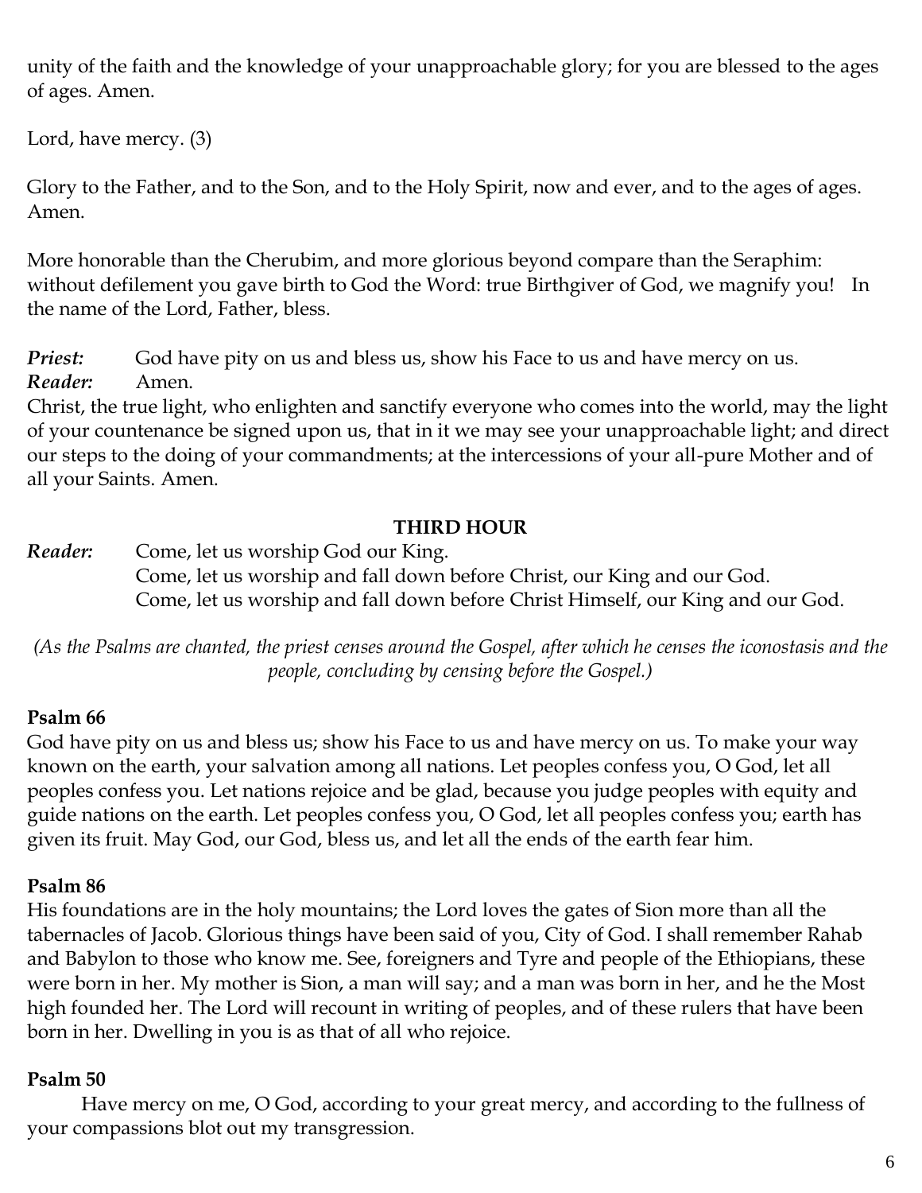unity of the faith and the knowledge of your unapproachable glory; for you are blessed to the ages of ages. Amen.

Lord, have mercy. (3)

Glory to the Father, and to the Son, and to the Holy Spirit, now and ever, and to the ages of ages. Amen.

More honorable than the Cherubim, and more glorious beyond compare than the Seraphim: without defilement you gave birth to God the Word: true Birthgiver of God, we magnify you! In the name of the Lord, Father, bless.

***Priest:*** God have pity on us and bless us, show his Face to us and have mercy on us.
***Reader:*** Amen.
Christ, the true light, who enlighten and sanctify everyone who comes into the world, may the light of your countenance be signed upon us, that in it we may see your unapproachable light; and direct our steps to the doing of your commandments; at the intercessions of your all-pure Mother and of all your Saints. Amen.

## THIRD HOUR

***Reader:*** Come, let us worship God our King.
Come, let us worship and fall down before Christ, our King and our God.
Come, let us worship and fall down before Christ Himself, our King and our God.

*(As the Psalms are chanted, the priest censes around the Gospel, after which he censes the iconostasis and the people, concluding by censing before the Gospel.)*

**Psalm 66**
God have pity on us and bless us; show his Face to us and have mercy on us. To make your way known on the earth, your salvation among all nations. Let peoples confess you, O God, let all peoples confess you. Let nations rejoice and be glad, because you judge peoples with equity and guide nations on the earth. Let peoples confess you, O God, let all peoples confess you; earth has given its fruit. May God, our God, bless us, and let all the ends of the earth fear him.

**Psalm 86**
His foundations are in the holy mountains; the Lord loves the gates of Sion more than all the tabernacles of Jacob. Glorious things have been said of you, City of God. I shall remember Rahab and Babylon to those who know me. See, foreigners and Tyre and people of the Ethiopians, these were born in her. My mother is Sion, a man will say; and a man was born in her, and he the Most high founded her. The Lord will recount in writing of peoples, and of these rulers that have been born in her. Dwelling in you is as that of all who rejoice.

**Psalm 50**
Have mercy on me, O God, according to your great mercy, and according to the fullness of your compassions blot out my transgression.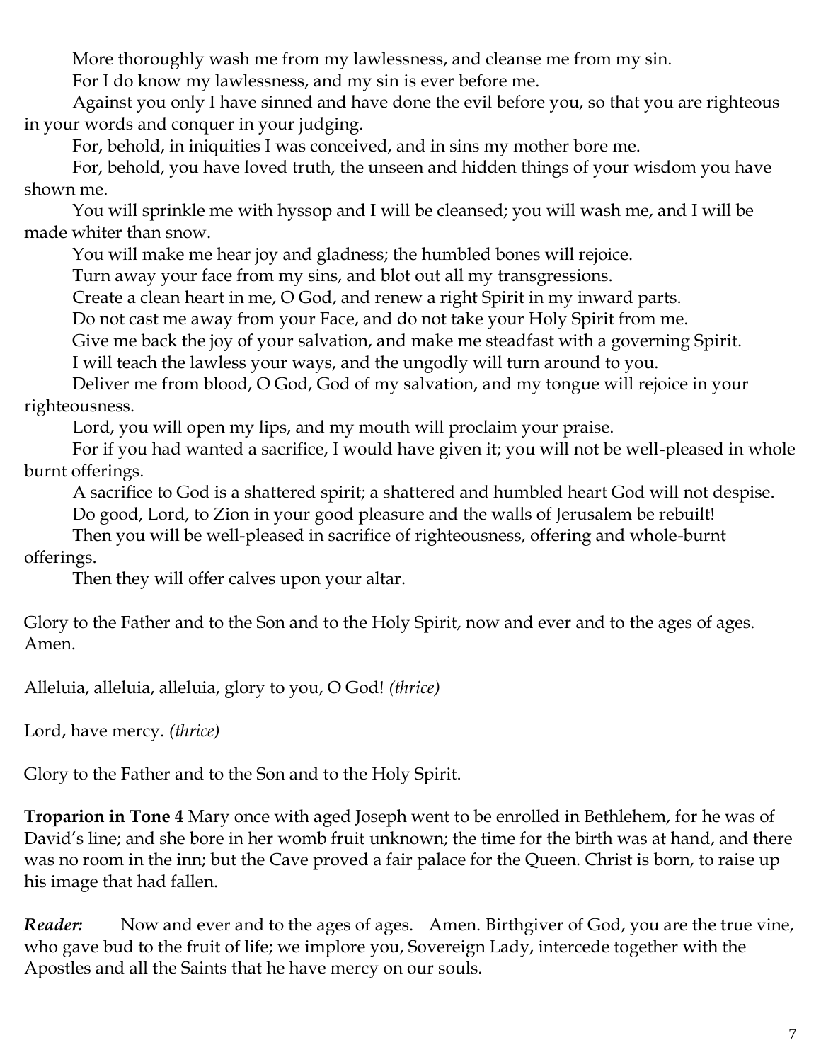More thoroughly wash me from my lawlessness, and cleanse me from my sin.

For I do know my lawlessness, and my sin is ever before me.

Against you only I have sinned and have done the evil before you, so that you are righteous in your words and conquer in your judging.

For, behold, in iniquities I was conceived, and in sins my mother bore me.

For, behold, you have loved truth, the unseen and hidden things of your wisdom you have shown me.

You will sprinkle me with hyssop and I will be cleansed; you will wash me, and I will be made whiter than snow.

You will make me hear joy and gladness; the humbled bones will rejoice.

Turn away your face from my sins, and blot out all my transgressions.

Create a clean heart in me, O God, and renew a right Spirit in my inward parts.

Do not cast me away from your Face, and do not take your Holy Spirit from me.

Give me back the joy of your salvation, and make me steadfast with a governing Spirit.

I will teach the lawless your ways, and the ungodly will turn around to you.

Deliver me from blood, O God, God of my salvation, and my tongue will rejoice in your righteousness.

Lord, you will open my lips, and my mouth will proclaim your praise.

For if you had wanted a sacrifice, I would have given it; you will not be well-pleased in whole burnt offerings.

A sacrifice to God is a shattered spirit; a shattered and humbled heart God will not despise.

Do good, Lord, to Zion in your good pleasure and the walls of Jerusalem be rebuilt!

Then you will be well-pleased in sacrifice of righteousness, offering and whole-burnt offerings.

Then they will offer calves upon your altar.

Glory to the Father and to the Son and to the Holy Spirit, now and ever and to the ages of ages. Amen.

Alleluia, alleluia, alleluia, glory to you, O God! *(thrice)*

Lord, have mercy. *(thrice)*

Glory to the Father and to the Son and to the Holy Spirit.

**Troparion in Tone 4** Mary once with aged Joseph went to be enrolled in Bethlehem, for he was of David's line; and she bore in her womb fruit unknown; the time for the birth was at hand, and there was no room in the inn; but the Cave proved a fair palace for the Queen. Christ is born, to raise up his image that had fallen.

***Reader:*** Now and ever and to the ages of ages. Amen. Birthgiver of God, you are the true vine, who gave bud to the fruit of life; we implore you, Sovereign Lady, intercede together with the Apostles and all the Saints that he have mercy on our souls.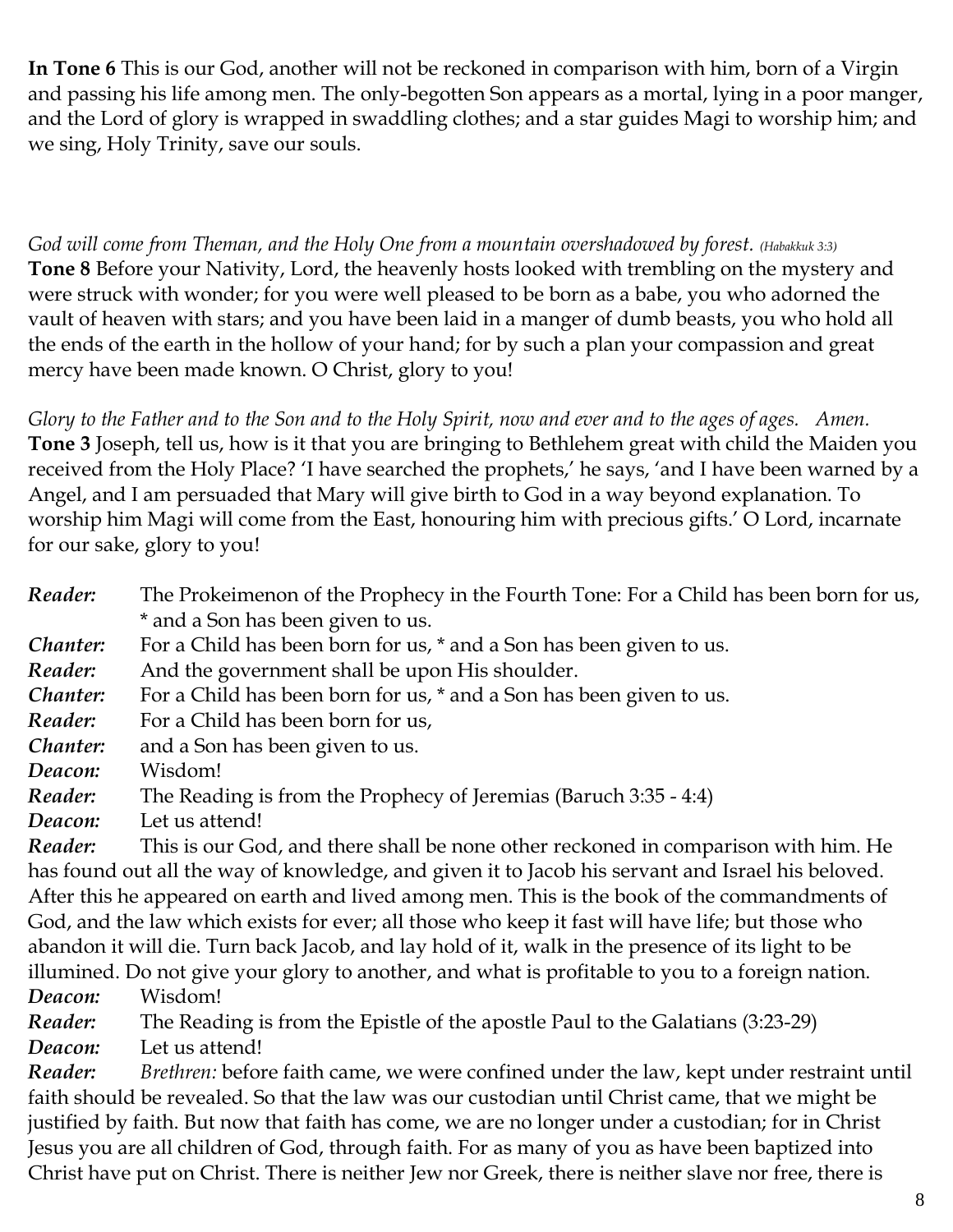**In Tone 6** This is our God, another will not be reckoned in comparison with him, born of a Virgin and passing his life among men. The only-begotten Son appears as a mortal, lying in a poor manger, and the Lord of glory is wrapped in swaddling clothes; and a star guides Magi to worship him; and we sing, Holy Trinity, save our souls.

*God will come from Theman, and the Holy One from a mountain overshadowed by forest. (Habakkuk 3:3)*
**Tone 8** Before your Nativity, Lord, the heavenly hosts looked with trembling on the mystery and were struck with wonder; for you were well pleased to be born as a babe, you who adorned the vault of heaven with stars; and you have been laid in a manger of dumb beasts, you who hold all the ends of the earth in the hollow of your hand; for by such a plan your compassion and great mercy have been made known. O Christ, glory to you!

*Glory to the Father and to the Son and to the Holy Spirit, now and ever and to the ages of ages. Amen.*
**Tone 3** Joseph, tell us, how is it that you are bringing to Bethlehem great with child the Maiden you received from the Holy Place? 'I have searched the prophets,' he says, 'and I have been warned by a Angel, and I am persuaded that Mary will give birth to God in a way beyond explanation. To worship him Magi will come from the East, honouring him with precious gifts.' O Lord, incarnate for our sake, glory to you!

***Reader:*** The Prokeimenon of the Prophecy in the Fourth Tone: For a Child has been born for us, * and a Son has been given to us.
***Chanter:*** For a Child has been born for us, * and a Son has been given to us.
***Reader:*** And the government shall be upon His shoulder.
***Chanter:*** For a Child has been born for us, * and a Son has been given to us.
***Reader:*** For a Child has been born for us,
***Chanter:*** and a Son has been given to us.
***Deacon:*** Wisdom!
***Reader:*** The Reading is from the Prophecy of Jeremias (Baruch 3:35 - 4:4)
***Deacon:*** Let us attend!
***Reader:*** This is our God, and there shall be none other reckoned in comparison with him. He has found out all the way of knowledge, and given it to Jacob his servant and Israel his beloved. After this he appeared on earth and lived among men. This is the book of the commandments of God, and the law which exists for ever; all those who keep it fast will have life; but those who abandon it will die. Turn back Jacob, and lay hold of it, walk in the presence of its light to be illumined. Do not give your glory to another, and what is profitable to you to a foreign nation.
***Deacon:*** Wisdom!
***Reader:*** The Reading is from the Epistle of the apostle Paul to the Galatians (3:23-29)
***Deacon:*** Let us attend!
***Reader:*** *Brethren:* before faith came, we were confined under the law, kept under restraint until faith should be revealed. So that the law was our custodian until Christ came, that we might be justified by faith. But now that faith has come, we are no longer under a custodian; for in Christ Jesus you are all children of God, through faith. For as many of you as have been baptized into Christ have put on Christ. There is neither Jew nor Greek, there is neither slave nor free, there is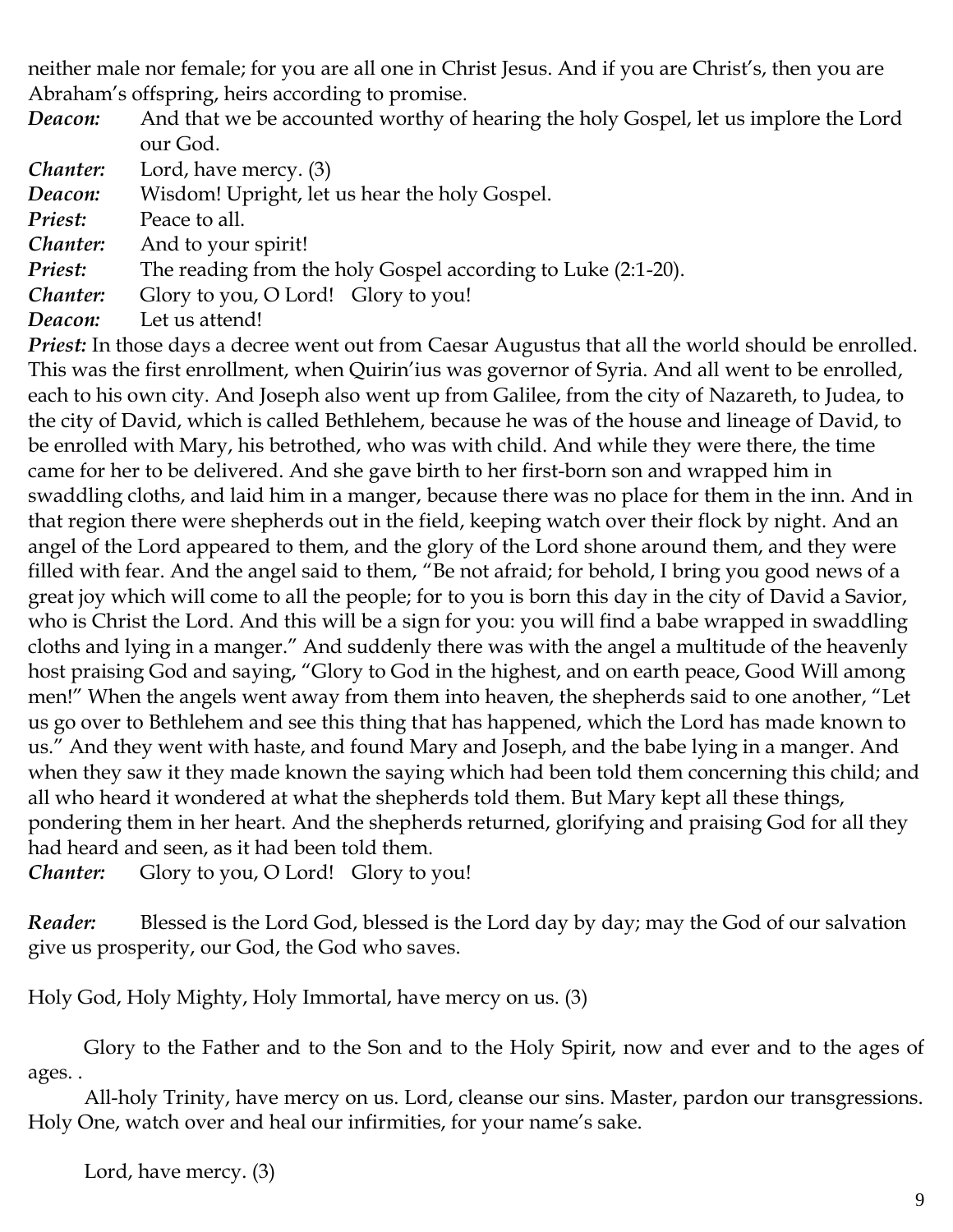neither male nor female; for you are all one in Christ Jesus. And if you are Christ's, then you are Abraham's offspring, heirs according to promise.

***Deacon:*** And that we be accounted worthy of hearing the holy Gospel, let us implore the Lord our God.

***Chanter:*** Lord, have mercy. (3)

***Deacon:*** Wisdom! Upright, let us hear the holy Gospel.

***Priest:*** Peace to all.

***Chanter:*** And to your spirit!

***Priest:*** The reading from the holy Gospel according to Luke (2:1-20).

***Chanter:*** Glory to you, O Lord! Glory to you!

***Deacon:*** Let us attend!

***Priest:*** In those days a decree went out from Caesar Augustus that all the world should be enrolled. This was the first enrollment, when Quirin'ius was governor of Syria. And all went to be enrolled, each to his own city. And Joseph also went up from Galilee, from the city of Nazareth, to Judea, to the city of David, which is called Bethlehem, because he was of the house and lineage of David, to be enrolled with Mary, his betrothed, who was with child. And while they were there, the time came for her to be delivered. And she gave birth to her first-born son and wrapped him in swaddling cloths, and laid him in a manger, because there was no place for them in the inn. And in that region there were shepherds out in the field, keeping watch over their flock by night. And an angel of the Lord appeared to them, and the glory of the Lord shone around them, and they were filled with fear. And the angel said to them, "Be not afraid; for behold, I bring you good news of a great joy which will come to all the people; for to you is born this day in the city of David a Savior, who is Christ the Lord. And this will be a sign for you: you will find a babe wrapped in swaddling cloths and lying in a manger." And suddenly there was with the angel a multitude of the heavenly host praising God and saying, "Glory to God in the highest, and on earth peace, Good Will among men!" When the angels went away from them into heaven, the shepherds said to one another, "Let us go over to Bethlehem and see this thing that has happened, which the Lord has made known to us." And they went with haste, and found Mary and Joseph, and the babe lying in a manger. And when they saw it they made known the saying which had been told them concerning this child; and all who heard it wondered at what the shepherds told them. But Mary kept all these things, pondering them in her heart. And the shepherds returned, glorifying and praising God for all they had heard and seen, as it had been told them.

***Chanter:*** Glory to you, O Lord! Glory to you!

***Reader:*** Blessed is the Lord God, blessed is the Lord day by day; may the God of our salvation give us prosperity, our God, the God who saves.

Holy God, Holy Mighty, Holy Immortal, have mercy on us. (3)

Glory to the Father and to the Son and to the Holy Spirit, now and ever and to the ages of ages. .

All-holy Trinity, have mercy on us. Lord, cleanse our sins. Master, pardon our transgressions. Holy One, watch over and heal our infirmities, for your name's sake.

Lord, have mercy. (3)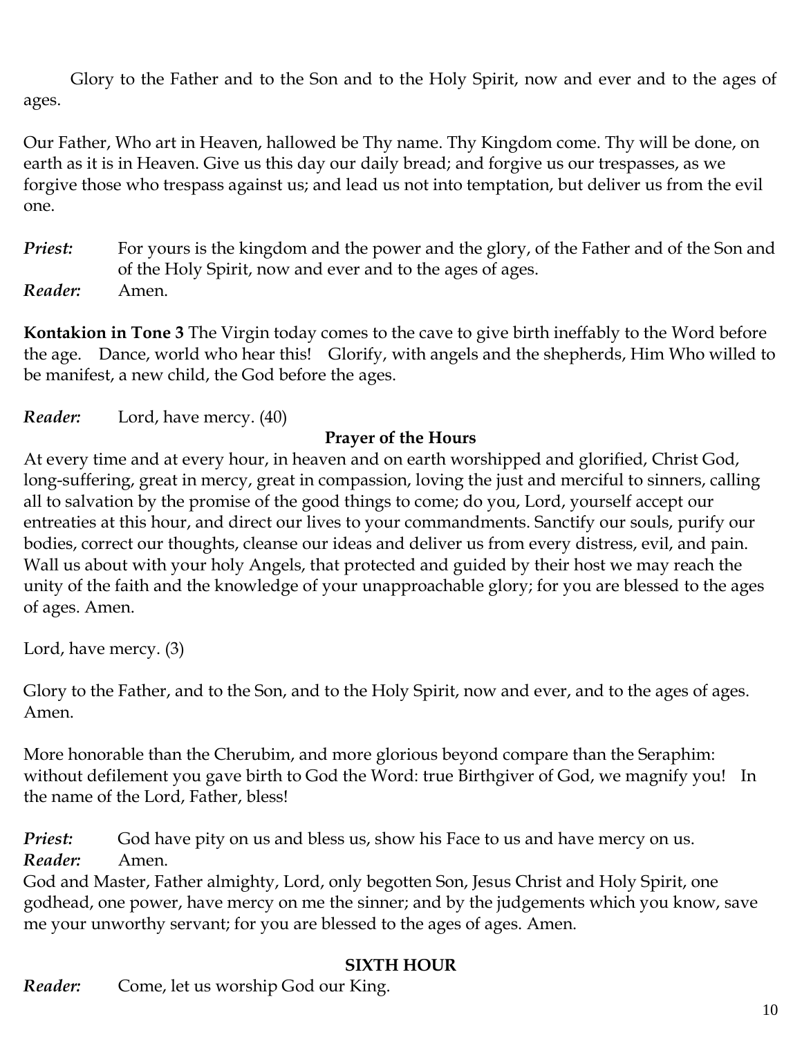Glory to the Father and to the Son and to the Holy Spirit, now and ever and to the ages of ages.

Our Father, Who art in Heaven, hallowed be Thy name. Thy Kingdom come. Thy will be done, on earth as it is in Heaven. Give us this day our daily bread; and forgive us our trespasses, as we forgive those who trespass against us; and lead us not into temptation, but deliver us from the evil one.

***Priest:*** For yours is the kingdom and the power and the glory, of the Father and of the Son and of the Holy Spirit, now and ever and to the ages of ages.

***Reader:*** Amen.

**Kontakion in Tone 3** The Virgin today comes to the cave to give birth ineffably to the Word before the age. Dance, world who hear this! Glorify, with angels and the shepherds, Him Who willed to be manifest, a new child, the God before the ages.

***Reader:*** Lord, have mercy. (40)

**Prayer of the Hours**

At every time and at every hour, in heaven and on earth worshipped and glorified, Christ God, long-suffering, great in mercy, great in compassion, loving the just and merciful to sinners, calling all to salvation by the promise of the good things to come; do you, Lord, yourself accept our entreaties at this hour, and direct our lives to your commandments. Sanctify our souls, purify our bodies, correct our thoughts, cleanse our ideas and deliver us from every distress, evil, and pain. Wall us about with your holy Angels, that protected and guided by their host we may reach the unity of the faith and the knowledge of your unapproachable glory; for you are blessed to the ages of ages. Amen.

Lord, have mercy. (3)

Glory to the Father, and to the Son, and to the Holy Spirit, now and ever, and to the ages of ages. Amen.

More honorable than the Cherubim, and more glorious beyond compare than the Seraphim: without defilement you gave birth to God the Word: true Birthgiver of God, we magnify you! In the name of the Lord, Father, bless!

***Priest:*** God have pity on us and bless us, show his Face to us and have mercy on us.

***Reader:*** Amen.

God and Master, Father almighty, Lord, only begotten Son, Jesus Christ and Holy Spirit, one godhead, one power, have mercy on me the sinner; and by the judgements which you know, save me your unworthy servant; for you are blessed to the ages of ages. Amen.

**SIXTH HOUR**

***Reader:*** Come, let us worship God our King.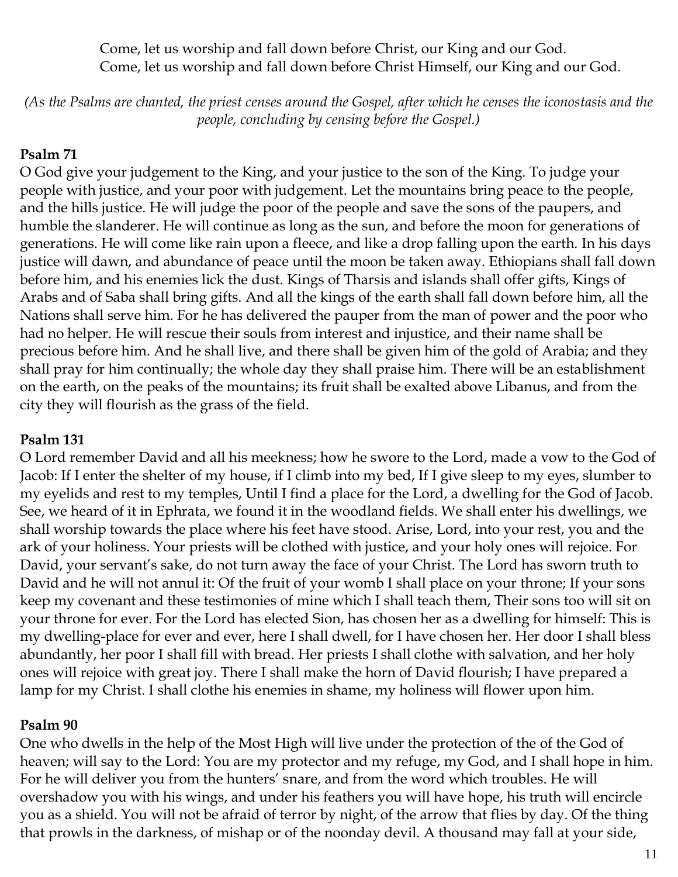Come, let us worship and fall down before Christ, our King and our God.
Come, let us worship and fall down before Christ Himself, our King and our God.

*(As the Psalms are chanted, the priest censes around the Gospel, after which he censes the iconostasis and the people, concluding by censing before the Gospel.)*

**Psalm 71**

O God give your judgement to the King, and your justice to the son of the King. To judge your people with justice, and your poor with judgement. Let the mountains bring peace to the people, and the hills justice. He will judge the poor of the people and save the sons of the paupers, and humble the slanderer. He will continue as long as the sun, and before the moon for generations of generations. He will come like rain upon a fleece, and like a drop falling upon the earth. In his days justice will dawn, and abundance of peace until the moon be taken away. Ethiopians shall fall down before him, and his enemies lick the dust. Kings of Tharsis and islands shall offer gifts, Kings of Arabs and of Saba shall bring gifts. And all the kings of the earth shall fall down before him, all the Nations shall serve him. For he has delivered the pauper from the man of power and the poor who had no helper. He will rescue their souls from interest and injustice, and their name shall be precious before him. And he shall live, and there shall be given him of the gold of Arabia; and they shall pray for him continually; the whole day they shall praise him. There will be an establishment on the earth, on the peaks of the mountains; its fruit shall be exalted above Libanus, and from the city they will flourish as the grass of the field.

**Psalm 131**

O Lord remember David and all his meekness; how he swore to the Lord, made a vow to the God of Jacob: If I enter the shelter of my house, if I climb into my bed, If I give sleep to my eyes, slumber to my eyelids and rest to my temples, Until I find a place for the Lord, a dwelling for the God of Jacob. See, we heard of it in Ephrata, we found it in the woodland fields. We shall enter his dwellings, we shall worship towards the place where his feet have stood. Arise, Lord, into your rest, you and the ark of your holiness. Your priests will be clothed with justice, and your holy ones will rejoice. For David, your servant's sake, do not turn away the face of your Christ. The Lord has sworn truth to David and he will not annul it: Of the fruit of your womb I shall place on your throne; If your sons keep my covenant and these testimonies of mine which I shall teach them, Their sons too will sit on your throne for ever. For the Lord has elected Sion, has chosen her as a dwelling for himself: This is my dwelling-place for ever and ever, here I shall dwell, for I have chosen her. Her door I shall bless abundantly, her poor I shall fill with bread. Her priests I shall clothe with salvation, and her holy ones will rejoice with great joy. There I shall make the horn of David flourish; I have prepared a lamp for my Christ. I shall clothe his enemies in shame, my holiness will flower upon him.

**Psalm 90**

One who dwells in the help of the Most High will live under the protection of the of the God of heaven; will say to the Lord: You are my protector and my refuge, my God, and I shall hope in him. For he will deliver you from the hunters' snare, and from the word which troubles. He will overshadow you with his wings, and under his feathers you will have hope, his truth will encircle you as a shield. You will not be afraid of terror by night, of the arrow that flies by day. Of the thing that prowls in the darkness, of mishap or of the noonday devil. A thousand may fall at your side,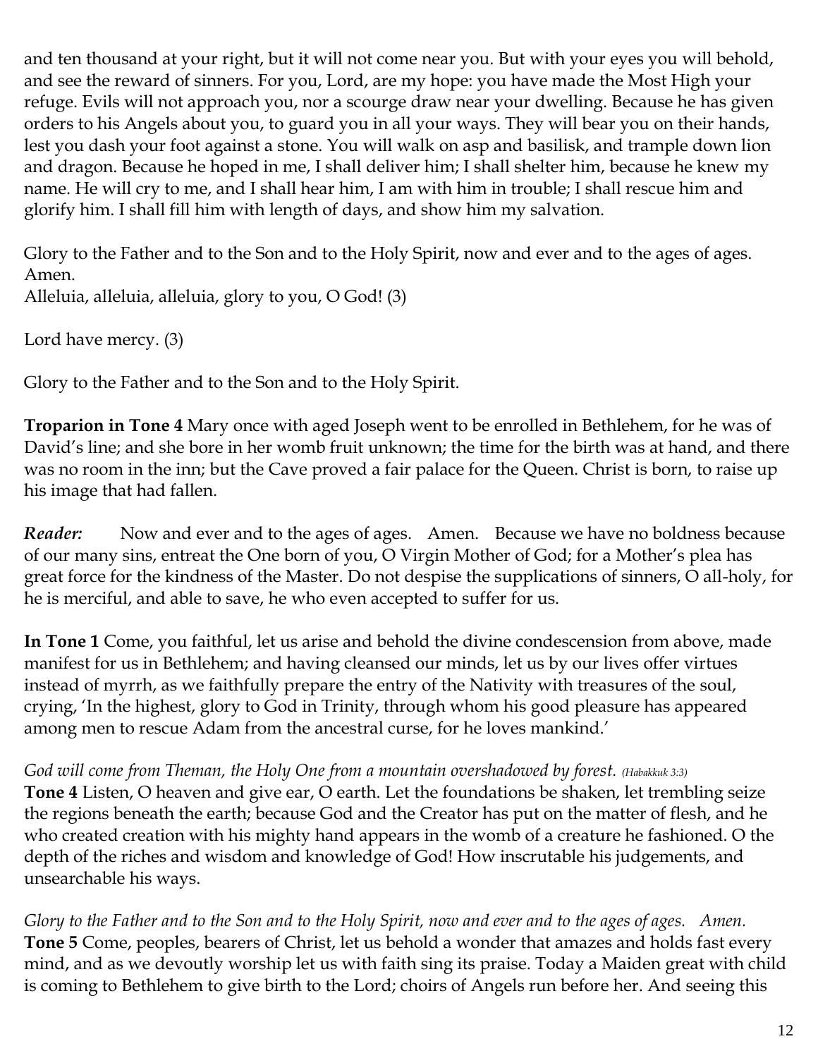and ten thousand at your right, but it will not come near you. But with your eyes you will behold, and see the reward of sinners. For you, Lord, are my hope: you have made the Most High your refuge. Evils will not approach you, nor a scourge draw near your dwelling. Because he has given orders to his Angels about you, to guard you in all your ways. They will bear you on their hands, lest you dash your foot against a stone. You will walk on asp and basilisk, and trample down lion and dragon. Because he hoped in me, I shall deliver him; I shall shelter him, because he knew my name. He will cry to me, and I shall hear him, I am with him in trouble; I shall rescue him and glorify him. I shall fill him with length of days, and show him my salvation.

Glory to the Father and to the Son and to the Holy Spirit, now and ever and to the ages of ages. Amen.
Alleluia, alleluia, alleluia, glory to you, O God! (3)

Lord have mercy. (3)

Glory to the Father and to the Son and to the Holy Spirit.

**Troparion in Tone 4** Mary once with aged Joseph went to be enrolled in Bethlehem, for he was of David's line; and she bore in her womb fruit unknown; the time for the birth was at hand, and there was no room in the inn; but the Cave proved a fair palace for the Queen. Christ is born, to raise up his image that had fallen.

***Reader:*** Now and ever and to the ages of ages. Amen. Because we have no boldness because of our many sins, entreat the One born of you, O Virgin Mother of God; for a Mother's plea has great force for the kindness of the Master. Do not despise the supplications of sinners, O all-holy, for he is merciful, and able to save, he who even accepted to suffer for us.

**In Tone 1** Come, you faithful, let us arise and behold the divine condescension from above, made manifest for us in Bethlehem; and having cleansed our minds, let us by our lives offer virtues instead of myrrh, as we faithfully prepare the entry of the Nativity with treasures of the soul, crying, 'In the highest, glory to God in Trinity, through whom his good pleasure has appeared among men to rescue Adam from the ancestral curse, for he loves mankind.'

*God will come from Theman, the Holy One from a mountain overshadowed by forest. (Habakkuk 3:3)*
**Tone 4** Listen, O heaven and give ear, O earth. Let the foundations be shaken, let trembling seize the regions beneath the earth; because God and the Creator has put on the matter of flesh, and he who created creation with his mighty hand appears in the womb of a creature he fashioned. O the depth of the riches and wisdom and knowledge of God! How inscrutable his judgements, and unsearchable his ways.

*Glory to the Father and to the Son and to the Holy Spirit, now and ever and to the ages of ages. Amen.*
**Tone 5** Come, peoples, bearers of Christ, let us behold a wonder that amazes and holds fast every mind, and as we devoutly worship let us with faith sing its praise. Today a Maiden great with child is coming to Bethlehem to give birth to the Lord; choirs of Angels run before her. And seeing this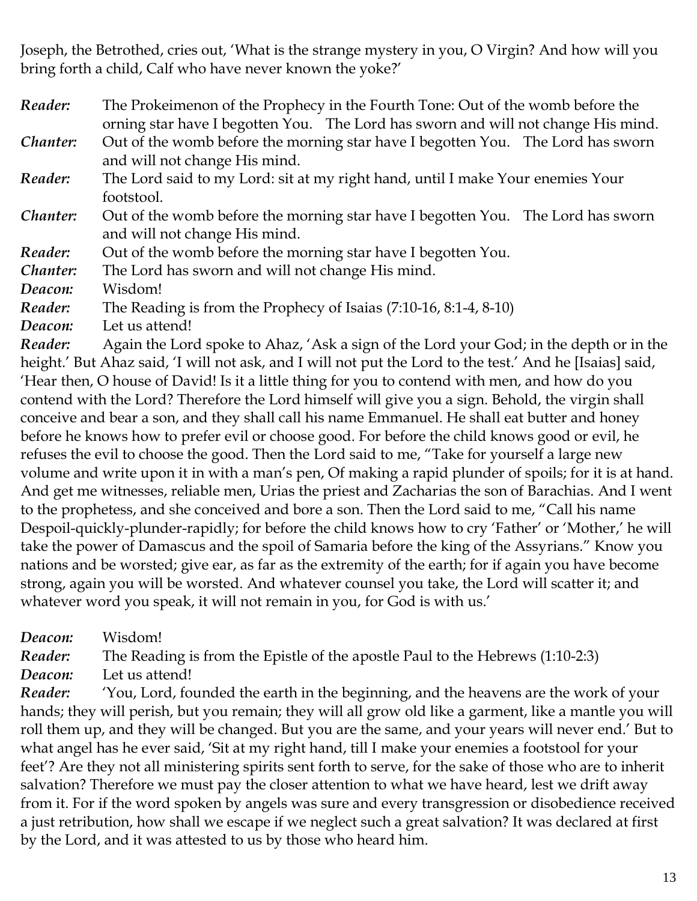Joseph, the Betrothed, cries out, 'What is the strange mystery in you, O Virgin? And how will you bring forth a child, Calf who have never known the yoke?'

***Reader:*** The Prokeimenon of the Prophecy in the Fourth Tone: Out of the womb before the orning star have I begotten You. The Lord has sworn and will not change His mind.

***Chanter:*** Out of the womb before the morning star have I begotten You. The Lord has sworn and will not change His mind.

***Reader:*** The Lord said to my Lord: sit at my right hand, until I make Your enemies Your footstool.

***Chanter:*** Out of the womb before the morning star have I begotten You. The Lord has sworn and will not change His mind.

***Reader:*** Out of the womb before the morning star have I begotten You.

***Chanter:*** The Lord has sworn and will not change His mind.

***Deacon:*** Wisdom!

***Reader:*** The Reading is from the Prophecy of Isaias (7:10-16, 8:1-4, 8-10)

***Deacon:*** Let us attend!

***Reader:*** Again the Lord spoke to Ahaz, 'Ask a sign of the Lord your God; in the depth or in the height.' But Ahaz said, 'I will not ask, and I will not put the Lord to the test.' And he [Isaias] said, 'Hear then, O house of David! Is it a little thing for you to contend with men, and how do you contend with the Lord? Therefore the Lord himself will give you a sign. Behold, the virgin shall conceive and bear a son, and they shall call his name Emmanuel. He shall eat butter and honey before he knows how to prefer evil or choose good. For before the child knows good or evil, he refuses the evil to choose the good. Then the Lord said to me, "Take for yourself a large new volume and write upon it in with a man's pen, Of making a rapid plunder of spoils; for it is at hand. And get me witnesses, reliable men, Urias the priest and Zacharias the son of Barachias. And I went to the prophetess, and she conceived and bore a son. Then the Lord said to me, "Call his name Despoil-quickly-plunder-rapidly; for before the child knows how to cry 'Father' or 'Mother,' he will take the power of Damascus and the spoil of Samaria before the king of the Assyrians." Know you nations and be worsted; give ear, as far as the extremity of the earth; for if again you have become strong, again you will be worsted. And whatever counsel you take, the Lord will scatter it; and whatever word you speak, it will not remain in you, for God is with us.'

***Deacon:*** Wisdom!

***Reader:*** The Reading is from the Epistle of the apostle Paul to the Hebrews (1:10-2:3)

***Deacon:*** Let us attend!

***Reader:*** 'You, Lord, founded the earth in the beginning, and the heavens are the work of your hands; they will perish, but you remain; they will all grow old like a garment, like a mantle you will roll them up, and they will be changed. But you are the same, and your years will never end.' But to what angel has he ever said, 'Sit at my right hand, till I make your enemies a footstool for your feet'? Are they not all ministering spirits sent forth to serve, for the sake of those who are to inherit salvation? Therefore we must pay the closer attention to what we have heard, lest we drift away from it. For if the word spoken by angels was sure and every transgression or disobedience received a just retribution, how shall we escape if we neglect such a great salvation? It was declared at first by the Lord, and it was attested to us by those who heard him.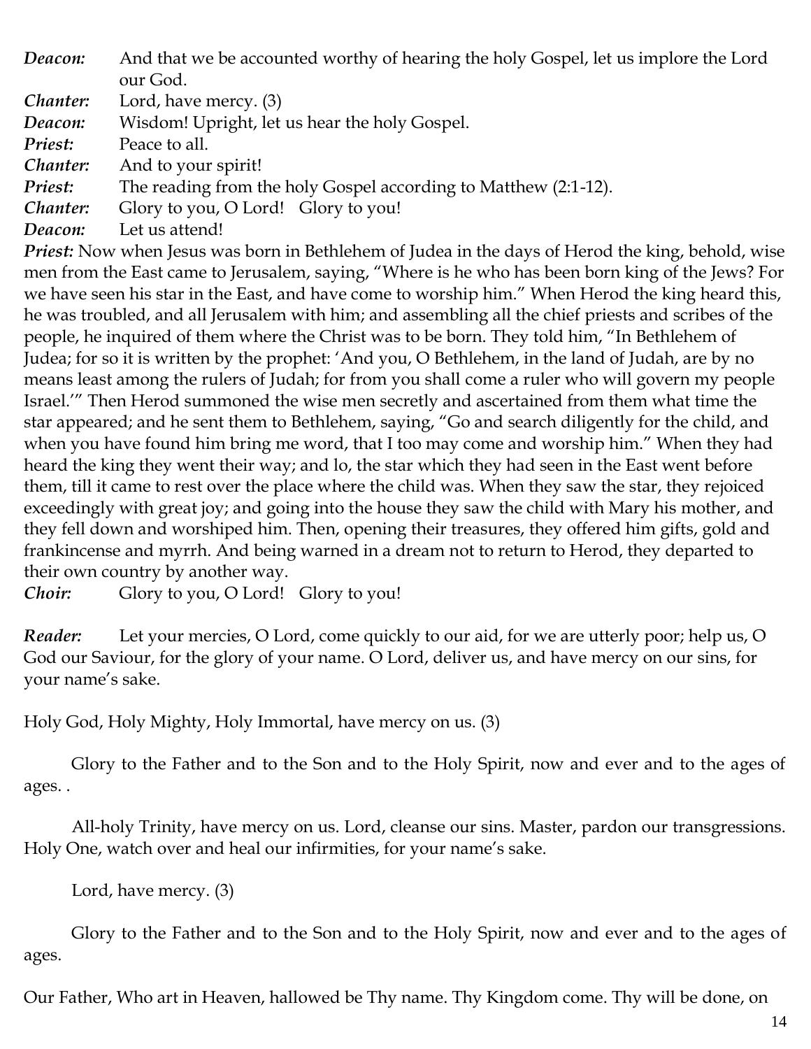*Deacon:* And that we be accounted worthy of hearing the holy Gospel, let us implore the Lord our God.

*Chanter:* Lord, have mercy. (3)

*Deacon:* Wisdom! Upright, let us hear the holy Gospel.

*Priest:* Peace to all.

*Chanter:* And to your spirit!

*Priest:* The reading from the holy Gospel according to Matthew (2:1-12).

*Chanter:* Glory to you, O Lord! Glory to you!

*Deacon:* Let us attend!

*Priest:* Now when Jesus was born in Bethlehem of Judea in the days of Herod the king, behold, wise men from the East came to Jerusalem, saying, "Where is he who has been born king of the Jews? For we have seen his star in the East, and have come to worship him." When Herod the king heard this, he was troubled, and all Jerusalem with him; and assembling all the chief priests and scribes of the people, he inquired of them where the Christ was to be born. They told him, "In Bethlehem of Judea; for so it is written by the prophet: 'And you, O Bethlehem, in the land of Judah, are by no means least among the rulers of Judah; for from you shall come a ruler who will govern my people Israel.'" Then Herod summoned the wise men secretly and ascertained from them what time the star appeared; and he sent them to Bethlehem, saying, "Go and search diligently for the child, and when you have found him bring me word, that I too may come and worship him." When they had heard the king they went their way; and lo, the star which they had seen in the East went before them, till it came to rest over the place where the child was. When they saw the star, they rejoiced exceedingly with great joy; and going into the house they saw the child with Mary his mother, and they fell down and worshiped him. Then, opening their treasures, they offered him gifts, gold and frankincense and myrrh. And being warned in a dream not to return to Herod, they departed to their own country by another way.

*Choir:* Glory to you, O Lord! Glory to you!

*Reader:* Let your mercies, O Lord, come quickly to our aid, for we are utterly poor; help us, O God our Saviour, for the glory of your name. O Lord, deliver us, and have mercy on our sins, for your name's sake.

Holy God, Holy Mighty, Holy Immortal, have mercy on us. (3)

Glory to the Father and to the Son and to the Holy Spirit, now and ever and to the ages of ages. .

All-holy Trinity, have mercy on us. Lord, cleanse our sins. Master, pardon our transgressions. Holy One, watch over and heal our infirmities, for your name's sake.

Lord, have mercy. (3)

Glory to the Father and to the Son and to the Holy Spirit, now and ever and to the ages of ages.

Our Father, Who art in Heaven, hallowed be Thy name. Thy Kingdom come. Thy will be done, on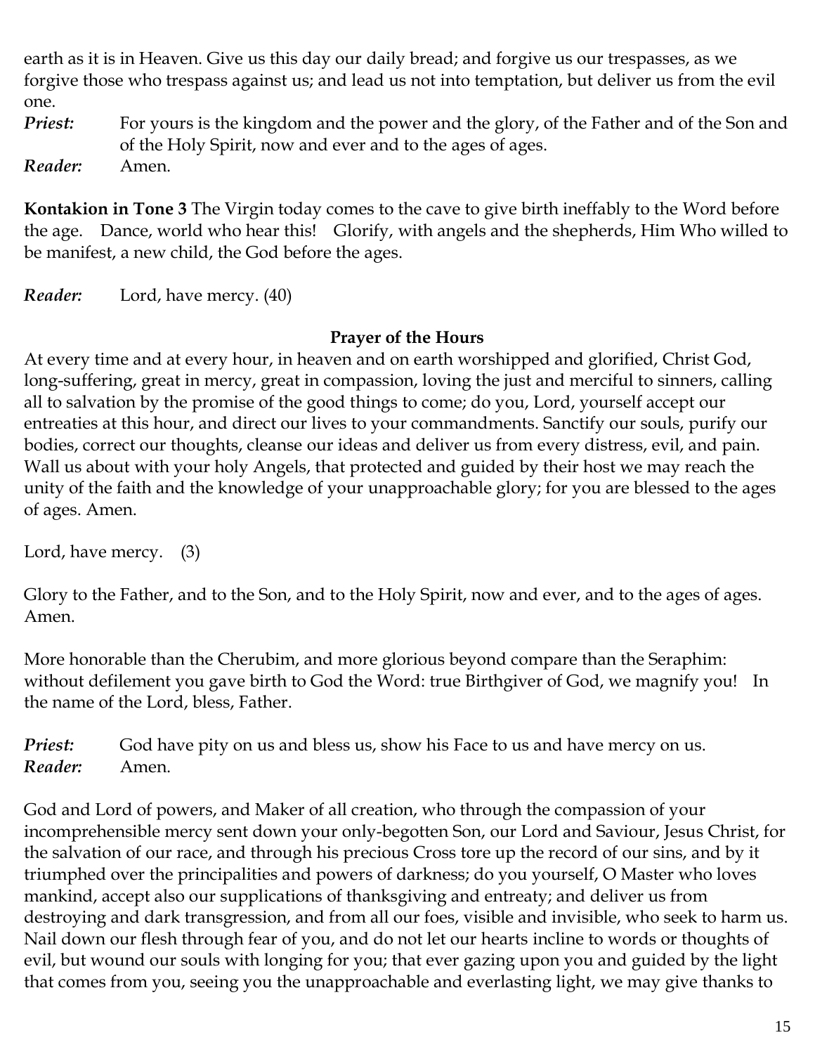earth as it is in Heaven. Give us this day our daily bread; and forgive us our trespasses, as we forgive those who trespass against us; and lead us not into temptation, but deliver us from the evil one.

***Priest:*** For yours is the kingdom and the power and the glory, of the Father and of the Son and of the Holy Spirit, now and ever and to the ages of ages.

***Reader:*** Amen.

**Kontakion in Tone 3** The Virgin today comes to the cave to give birth ineffably to the Word before the age. Dance, world who hear this! Glorify, with angels and the shepherds, Him Who willed to be manifest, a new child, the God before the ages.

***Reader:*** Lord, have mercy. (40)

**Prayer of the Hours**

At every time and at every hour, in heaven and on earth worshipped and glorified, Christ God, long-suffering, great in mercy, great in compassion, loving the just and merciful to sinners, calling all to salvation by the promise of the good things to come; do you, Lord, yourself accept our entreaties at this hour, and direct our lives to your commandments. Sanctify our souls, purify our bodies, correct our thoughts, cleanse our ideas and deliver us from every distress, evil, and pain. Wall us about with your holy Angels, that protected and guided by their host we may reach the unity of the faith and the knowledge of your unapproachable glory; for you are blessed to the ages of ages. Amen.

Lord, have mercy. (3)

Glory to the Father, and to the Son, and to the Holy Spirit, now and ever, and to the ages of ages. Amen.

More honorable than the Cherubim, and more glorious beyond compare than the Seraphim: without defilement you gave birth to God the Word: true Birthgiver of God, we magnify you! In the name of the Lord, bless, Father.

***Priest:*** God have pity on us and bless us, show his Face to us and have mercy on us.

***Reader:*** Amen.

God and Lord of powers, and Maker of all creation, who through the compassion of your incomprehensible mercy sent down your only-begotten Son, our Lord and Saviour, Jesus Christ, for the salvation of our race, and through his precious Cross tore up the record of our sins, and by it triumphed over the principalities and powers of darkness; do you yourself, O Master who loves mankind, accept also our supplications of thanksgiving and entreaty; and deliver us from destroying and dark transgression, and from all our foes, visible and invisible, who seek to harm us. Nail down our flesh through fear of you, and do not let our hearts incline to words or thoughts of evil, but wound our souls with longing for you; that ever gazing upon you and guided by the light that comes from you, seeing you the unapproachable and everlasting light, we may give thanks to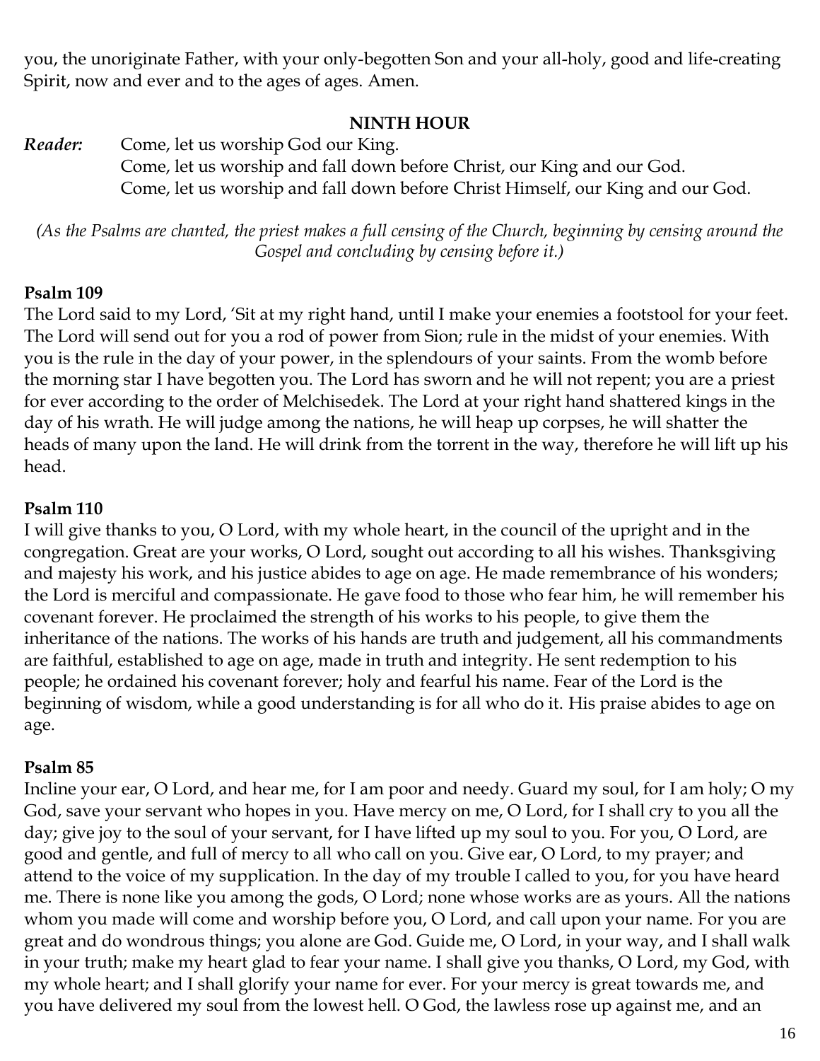you, the unoriginate Father, with your only-begotten Son and your all-holy, good and life-creating Spirit, now and ever and to the ages of ages. Amen.

## NINTH HOUR

***Reader:*** Come, let us worship God our King.
Come, let us worship and fall down before Christ, our King and our God.
Come, let us worship and fall down before Christ Himself, our King and our God.

*(As the Psalms are chanted, the priest makes a full censing of the Church, beginning by censing around the Gospel and concluding by censing before it.)*

**Psalm 109**

The Lord said to my Lord, 'Sit at my right hand, until I make your enemies a footstool for your feet. The Lord will send out for you a rod of power from Sion; rule in the midst of your enemies. With you is the rule in the day of your power, in the splendours of your saints. From the womb before the morning star I have begotten you. The Lord has sworn and he will not repent; you are a priest for ever according to the order of Melchisedek. The Lord at your right hand shattered kings in the day of his wrath. He will judge among the nations, he will heap up corpses, he will shatter the heads of many upon the land. He will drink from the torrent in the way, therefore he will lift up his head.

**Psalm 110**

I will give thanks to you, O Lord, with my whole heart, in the council of the upright and in the congregation. Great are your works, O Lord, sought out according to all his wishes. Thanksgiving and majesty his work, and his justice abides to age on age. He made remembrance of his wonders; the Lord is merciful and compassionate. He gave food to those who fear him, he will remember his covenant forever. He proclaimed the strength of his works to his people, to give them the inheritance of the nations. The works of his hands are truth and judgement, all his commandments are faithful, established to age on age, made in truth and integrity. He sent redemption to his people; he ordained his covenant forever; holy and fearful his name. Fear of the Lord is the beginning of wisdom, while a good understanding is for all who do it. His praise abides to age on age.

**Psalm 85**

Incline your ear, O Lord, and hear me, for I am poor and needy. Guard my soul, for I am holy; O my God, save your servant who hopes in you. Have mercy on me, O Lord, for I shall cry to you all the day; give joy to the soul of your servant, for I have lifted up my soul to you. For you, O Lord, are good and gentle, and full of mercy to all who call on you. Give ear, O Lord, to my prayer; and attend to the voice of my supplication. In the day of my trouble I called to you, for you have heard me. There is none like you among the gods, O Lord; none whose works are as yours. All the nations whom you made will come and worship before you, O Lord, and call upon your name. For you are great and do wondrous things; you alone are God. Guide me, O Lord, in your way, and I shall walk in your truth; make my heart glad to fear your name. I shall give you thanks, O Lord, my God, with my whole heart; and I shall glorify your name for ever. For your mercy is great towards me, and you have delivered my soul from the lowest hell. O God, the lawless rose up against me, and an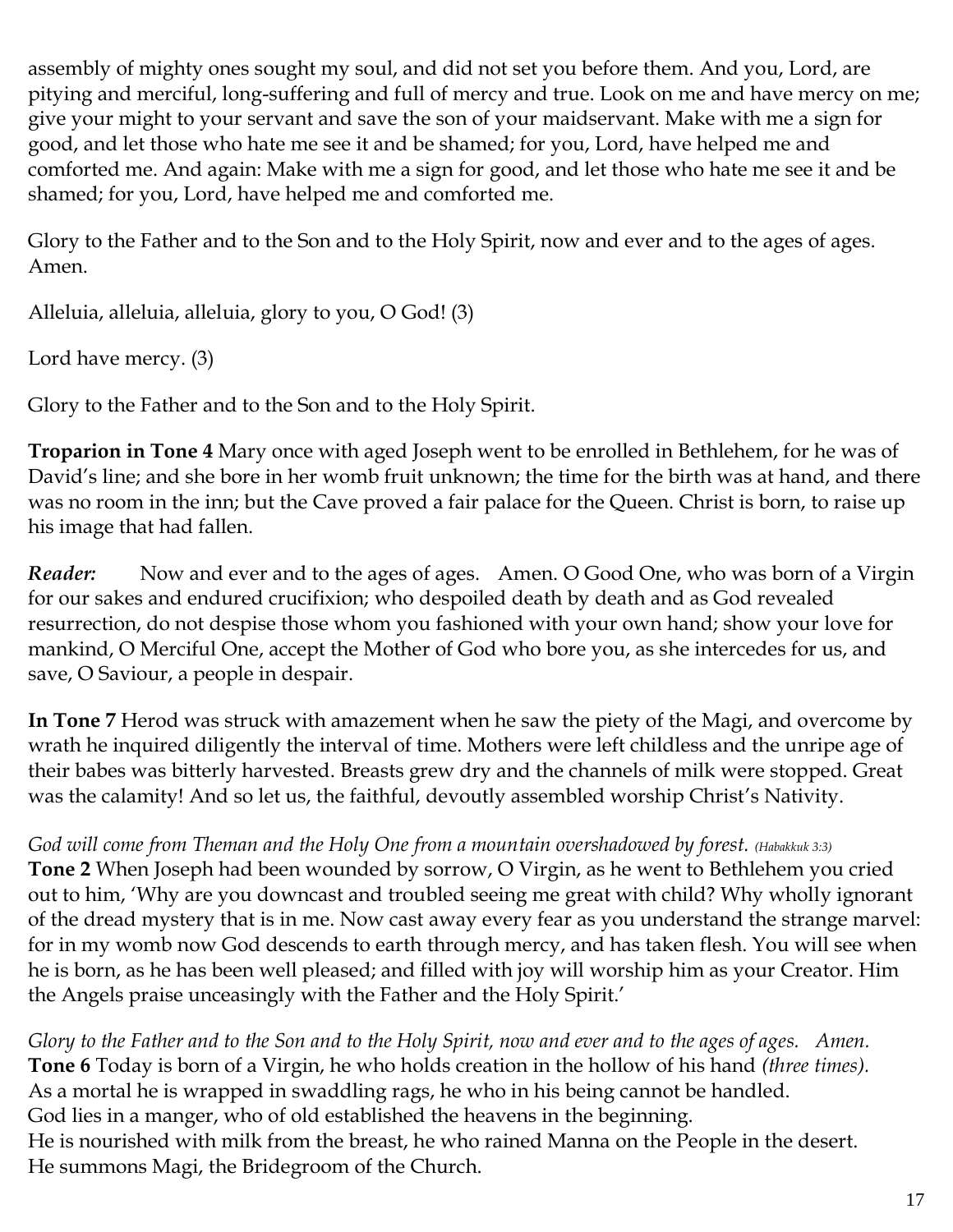assembly of mighty ones sought my soul, and did not set you before them. And you, Lord, are pitying and merciful, long-suffering and full of mercy and true. Look on me and have mercy on me; give your might to your servant and save the son of your maidservant. Make with me a sign for good, and let those who hate me see it and be shamed; for you, Lord, have helped me and comforted me. And again: Make with me a sign for good, and let those who hate me see it and be shamed; for you, Lord, have helped me and comforted me.

Glory to the Father and to the Son and to the Holy Spirit, now and ever and to the ages of ages. Amen.

Alleluia, alleluia, alleluia, glory to you, O God! (3)

Lord have mercy. (3)

Glory to the Father and to the Son and to the Holy Spirit.

**Troparion in Tone 4** Mary once with aged Joseph went to be enrolled in Bethlehem, for he was of David's line; and she bore in her womb fruit unknown; the time for the birth was at hand, and there was no room in the inn; but the Cave proved a fair palace for the Queen. Christ is born, to raise up his image that had fallen.

***Reader:*** Now and ever and to the ages of ages. Amen. O Good One, who was born of a Virgin for our sakes and endured crucifixion; who despoiled death by death and as God revealed resurrection, do not despise those whom you fashioned with your own hand; show your love for mankind, O Merciful One, accept the Mother of God who bore you, as she intercedes for us, and save, O Saviour, a people in despair.

**In Tone 7** Herod was struck with amazement when he saw the piety of the Magi, and overcome by wrath he inquired diligently the interval of time. Mothers were left childless and the unripe age of their babes was bitterly harvested. Breasts grew dry and the channels of milk were stopped. Great was the calamity! And so let us, the faithful, devoutly assembled worship Christ's Nativity.

*God will come from Theman and the Holy One from a mountain overshadowed by forest. (Habakkuk 3:3)*
**Tone 2** When Joseph had been wounded by sorrow, O Virgin, as he went to Bethlehem you cried out to him, 'Why are you downcast and troubled seeing me great with child? Why wholly ignorant of the dread mystery that is in me. Now cast away every fear as you understand the strange marvel: for in my womb now God descends to earth through mercy, and has taken flesh. You will see when he is born, as he has been well pleased; and filled with joy will worship him as your Creator. Him the Angels praise unceasingly with the Father and the Holy Spirit.'

*Glory to the Father and to the Son and to the Holy Spirit, now and ever and to the ages of ages. Amen.*
**Tone 6** Today is born of a Virgin, he who holds creation in the hollow of his hand *(three times).*
As a mortal he is wrapped in swaddling rags, he who in his being cannot be handled.
God lies in a manger, who of old established the heavens in the beginning.
He is nourished with milk from the breast, he who rained Manna on the People in the desert.
He summons Magi, the Bridegroom of the Church.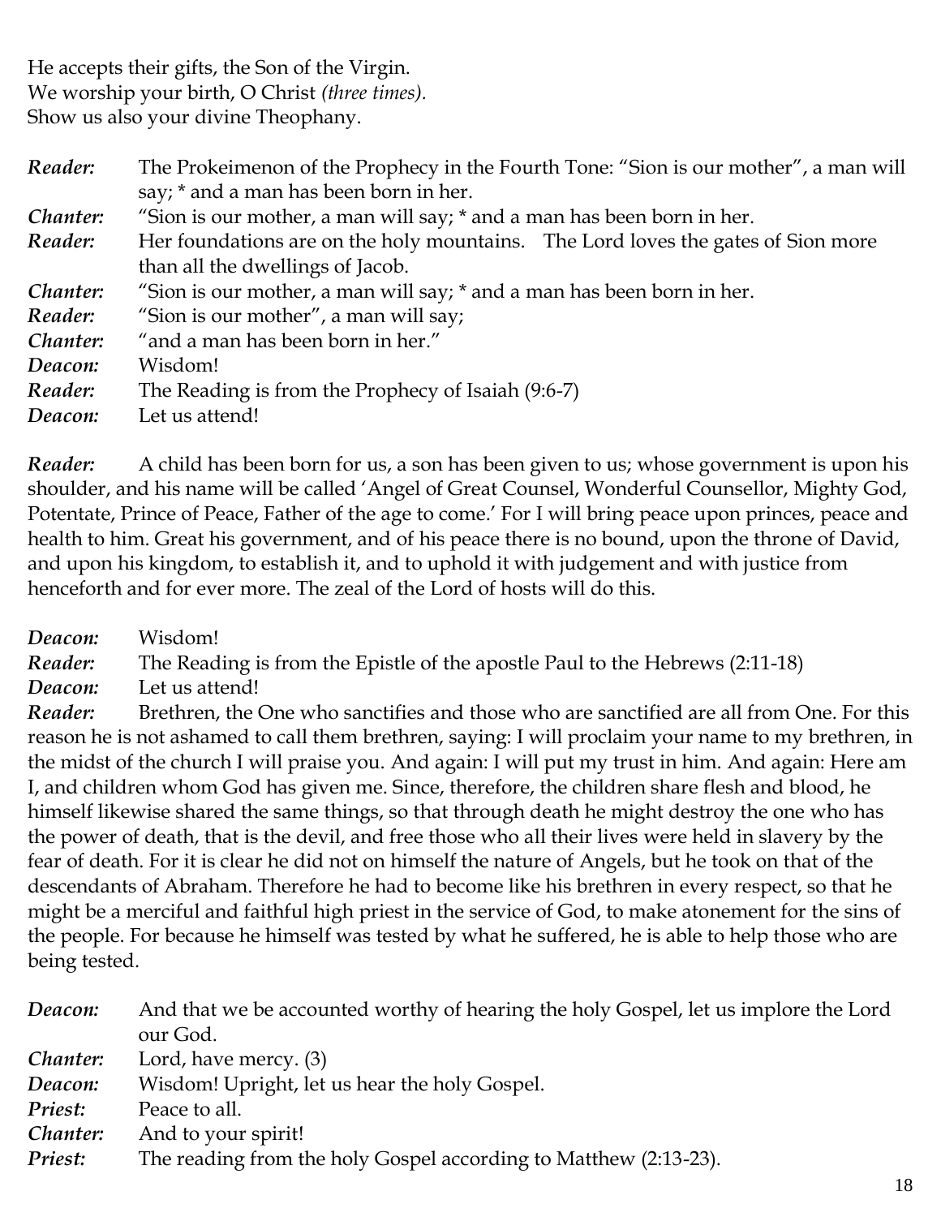He accepts their gifts, the Son of the Virgin.
We worship your birth, O Christ *(three times).*
Show us also your divine Theophany.

***Reader:*** The Prokeimenon of the Prophecy in the Fourth Tone: "Sion is our mother", a man will say; * and a man has been born in her.

***Chanter:*** "Sion is our mother, a man will say; * and a man has been born in her.

***Reader:*** Her foundations are on the holy mountains. The Lord loves the gates of Sion more than all the dwellings of Jacob.

***Chanter:*** "Sion is our mother, a man will say; * and a man has been born in her.

***Reader:*** "Sion is our mother", a man will say;

***Chanter:*** "and a man has been born in her."

***Deacon:*** Wisdom!

***Reader:*** The Reading is from the Prophecy of Isaiah (9:6-7)

***Deacon:*** Let us attend!

***Reader:*** A child has been born for us, a son has been given to us; whose government is upon his shoulder, and his name will be called 'Angel of Great Counsel, Wonderful Counsellor, Mighty God, Potentate, Prince of Peace, Father of the age to come.' For I will bring peace upon princes, peace and health to him. Great his government, and of his peace there is no bound, upon the throne of David, and upon his kingdom, to establish it, and to uphold it with judgement and with justice from henceforth and for ever more. The zeal of the Lord of hosts will do this.

***Deacon:*** Wisdom!

***Reader:*** The Reading is from the Epistle of the apostle Paul to the Hebrews (2:11-18)

***Deacon:*** Let us attend!

***Reader:*** Brethren, the One who sanctifies and those who are sanctified are all from One. For this reason he is not ashamed to call them brethren, saying: I will proclaim your name to my brethren, in the midst of the church I will praise you. And again: I will put my trust in him. And again: Here am I, and children whom God has given me. Since, therefore, the children share flesh and blood, he himself likewise shared the same things, so that through death he might destroy the one who has the power of death, that is the devil, and free those who all their lives were held in slavery by the fear of death. For it is clear he did not on himself the nature of Angels, but he took on that of the descendants of Abraham. Therefore he had to become like his brethren in every respect, so that he might be a merciful and faithful high priest in the service of God, to make atonement for the sins of the people. For because he himself was tested by what he suffered, he is able to help those who are being tested.

***Deacon:*** And that we be accounted worthy of hearing the holy Gospel, let us implore the Lord our God.

***Chanter:*** Lord, have mercy. (3)

***Deacon:*** Wisdom! Upright, let us hear the holy Gospel.

***Priest:*** Peace to all.

***Chanter:*** And to your spirit!

***Priest:*** The reading from the holy Gospel according to Matthew (2:13-23).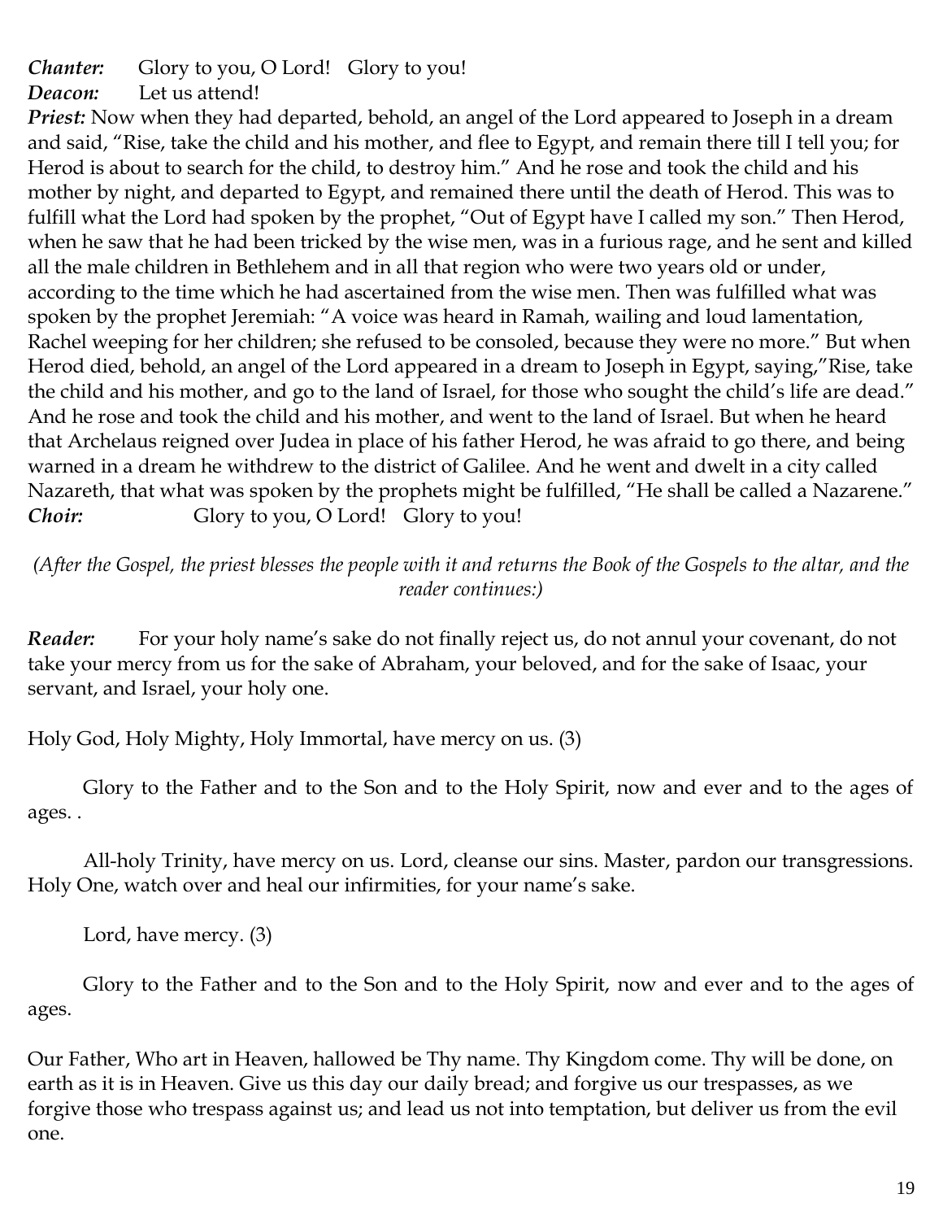***Chanter:*** Glory to you, O Lord! Glory to you!

***Deacon:*** Let us attend!

***Priest:*** Now when they had departed, behold, an angel of the Lord appeared to Joseph in a dream and said, "Rise, take the child and his mother, and flee to Egypt, and remain there till I tell you; for Herod is about to search for the child, to destroy him." And he rose and took the child and his mother by night, and departed to Egypt, and remained there until the death of Herod. This was to fulfill what the Lord had spoken by the prophet, "Out of Egypt have I called my son." Then Herod, when he saw that he had been tricked by the wise men, was in a furious rage, and he sent and killed all the male children in Bethlehem and in all that region who were two years old or under, according to the time which he had ascertained from the wise men. Then was fulfilled what was spoken by the prophet Jeremiah: "A voice was heard in Ramah, wailing and loud lamentation, Rachel weeping for her children; she refused to be consoled, because they were no more." But when Herod died, behold, an angel of the Lord appeared in a dream to Joseph in Egypt, saying,"Rise, take the child and his mother, and go to the land of Israel, for those who sought the child's life are dead." And he rose and took the child and his mother, and went to the land of Israel. But when he heard that Archelaus reigned over Judea in place of his father Herod, he was afraid to go there, and being warned in a dream he withdrew to the district of Galilee. And he went and dwelt in a city called Nazareth, that what was spoken by the prophets might be fulfilled, "He shall be called a Nazarene."

***Choir:*** Glory to you, O Lord! Glory to you!

*(After the Gospel, the priest blesses the people with it and returns the Book of the Gospels to the altar, and the reader continues:)*

***Reader:*** For your holy name's sake do not finally reject us, do not annul your covenant, do not take your mercy from us for the sake of Abraham, your beloved, and for the sake of Isaac, your servant, and Israel, your holy one.

Holy God, Holy Mighty, Holy Immortal, have mercy on us. (3)

Glory to the Father and to the Son and to the Holy Spirit, now and ever and to the ages of ages. .

All-holy Trinity, have mercy on us. Lord, cleanse our sins. Master, pardon our transgressions. Holy One, watch over and heal our infirmities, for your name's sake.

Lord, have mercy. (3)

Glory to the Father and to the Son and to the Holy Spirit, now and ever and to the ages of ages.

Our Father, Who art in Heaven, hallowed be Thy name. Thy Kingdom come. Thy will be done, on earth as it is in Heaven. Give us this day our daily bread; and forgive us our trespasses, as we forgive those who trespass against us; and lead us not into temptation, but deliver us from the evil one.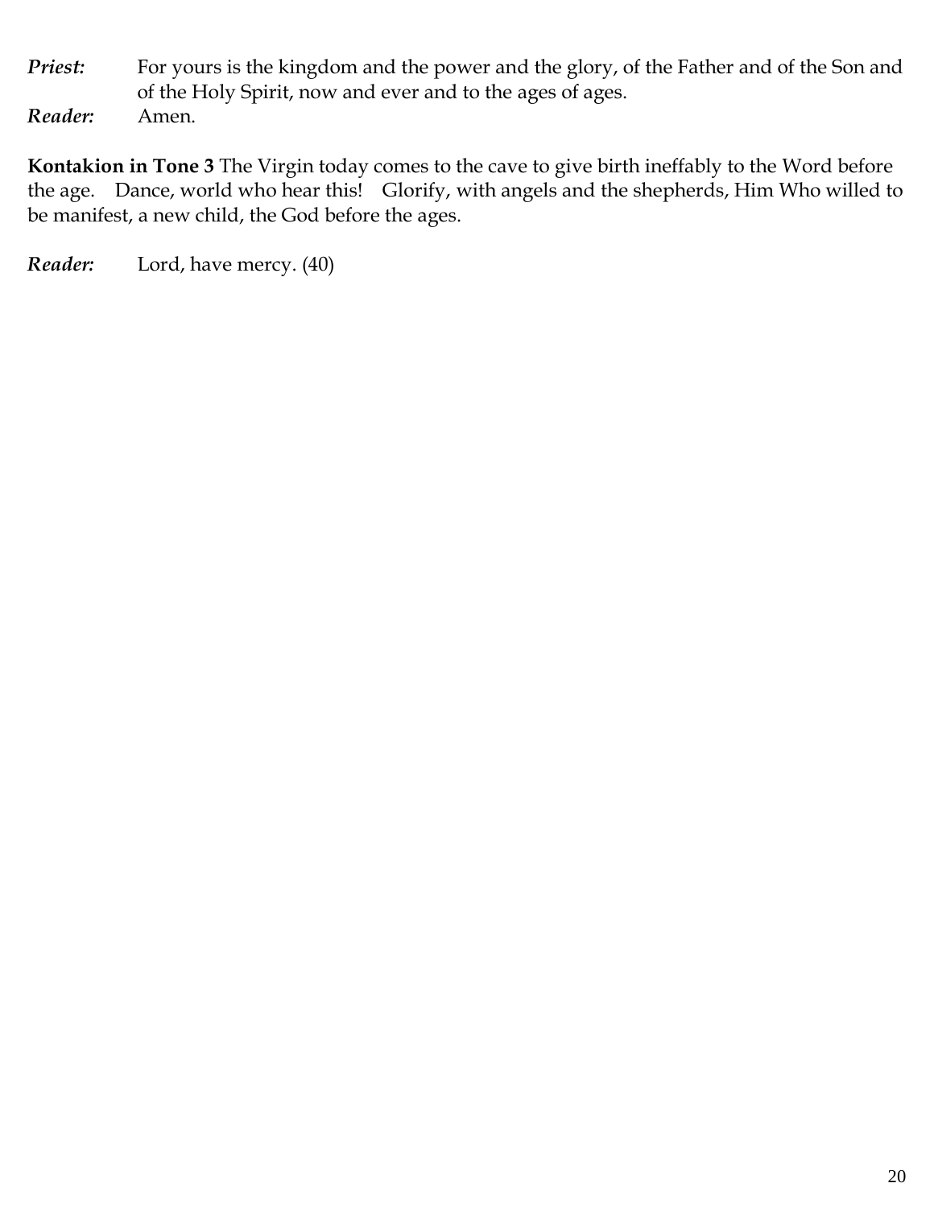***Priest:*** For yours is the kingdom and the power and the glory, of the Father and of the Son and of the Holy Spirit, now and ever and to the ages of ages.

***Reader:*** Amen.

**Kontakion in Tone 3** The Virgin today comes to the cave to give birth ineffably to the Word before the age. Dance, world who hear this! Glorify, with angels and the shepherds, Him Who willed to be manifest, a new child, the God before the ages.

***Reader:*** Lord, have mercy. (40)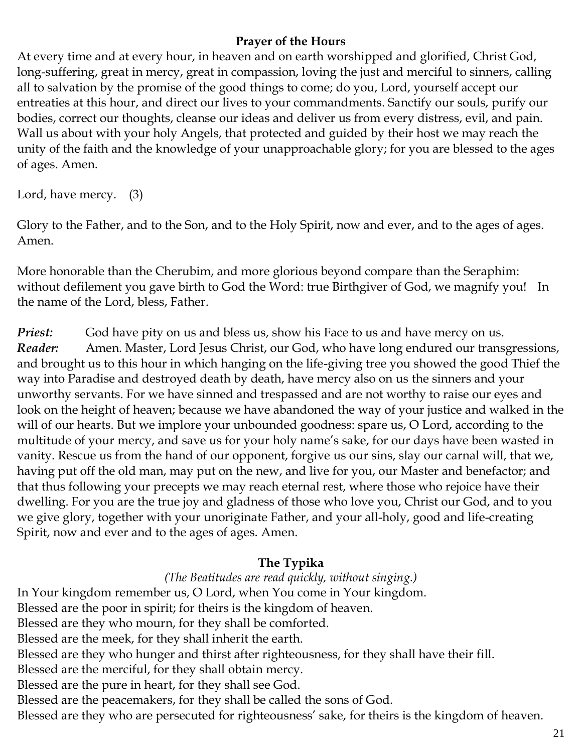### Prayer of the Hours

At every time and at every hour, in heaven and on earth worshipped and glorified, Christ God, long-suffering, great in mercy, great in compassion, loving the just and merciful to sinners, calling all to salvation by the promise of the good things to come; do you, Lord, yourself accept our entreaties at this hour, and direct our lives to your commandments. Sanctify our souls, purify our bodies, correct our thoughts, cleanse our ideas and deliver us from every distress, evil, and pain. Wall us about with your holy Angels, that protected and guided by their host we may reach the unity of the faith and the knowledge of your unapproachable glory; for you are blessed to the ages of ages. Amen.

Lord, have mercy. (3)

Glory to the Father, and to the Son, and to the Holy Spirit, now and ever, and to the ages of ages. Amen.

More honorable than the Cherubim, and more glorious beyond compare than the Seraphim: without defilement you gave birth to God the Word: true Birthgiver of God, we magnify you! In the name of the Lord, bless, Father.

***Priest:*** God have pity on us and bless us, show his Face to us and have mercy on us.
***Reader:*** Amen. Master, Lord Jesus Christ, our God, who have long endured our transgressions, and brought us to this hour in which hanging on the life-giving tree you showed the good Thief the way into Paradise and destroyed death by death, have mercy also on us the sinners and your unworthy servants. For we have sinned and trespassed and are not worthy to raise our eyes and look on the height of heaven; because we have abandoned the way of your justice and walked in the will of our hearts. But we implore your unbounded goodness: spare us, O Lord, according to the multitude of your mercy, and save us for your holy name's sake, for our days have been wasted in vanity. Rescue us from the hand of our opponent, forgive us our sins, slay our carnal will, that we, having put off the old man, may put on the new, and live for you, our Master and benefactor; and that thus following your precepts we may reach eternal rest, where those who rejoice have their dwelling. For you are the true joy and gladness of those who love you, Christ our God, and to you we give glory, together with your unoriginate Father, and your all-holy, good and life-creating Spirit, now and ever and to the ages of ages. Amen.

### The Typika

*(The Beatitudes are read quickly, without singing.)*

In Your kingdom remember us, O Lord, when You come in Your kingdom.
Blessed are the poor in spirit; for theirs is the kingdom of heaven.
Blessed are they who mourn, for they shall be comforted.
Blessed are the meek, for they shall inherit the earth.
Blessed are they who hunger and thirst after righteousness, for they shall have their fill.
Blessed are the merciful, for they shall obtain mercy.
Blessed are the pure in heart, for they shall see God.
Blessed are the peacemakers, for they shall be called the sons of God.
Blessed are they who are persecuted for righteousness' sake, for theirs is the kingdom of heaven.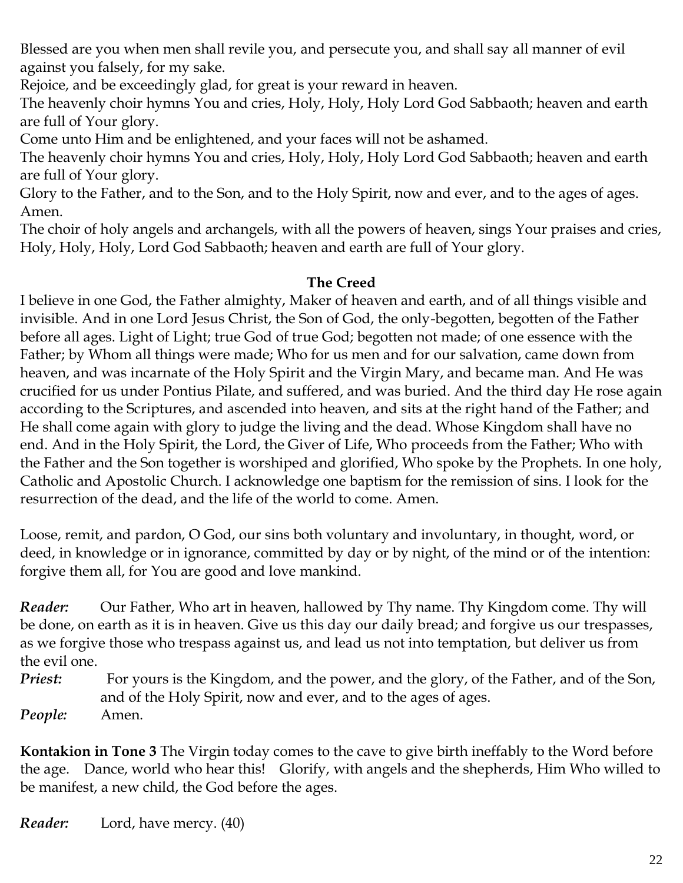Blessed are you when men shall revile you, and persecute you, and shall say all manner of evil against you falsely, for my sake.
Rejoice, and be exceedingly glad, for great is your reward in heaven.
The heavenly choir hymns You and cries, Holy, Holy, Holy Lord God Sabbaoth; heaven and earth are full of Your glory.
Come unto Him and be enlightened, and your faces will not be ashamed.
The heavenly choir hymns You and cries, Holy, Holy, Holy Lord God Sabbaoth; heaven and earth are full of Your glory.
Glory to the Father, and to the Son, and to the Holy Spirit, now and ever, and to the ages of ages. Amen.
The choir of holy angels and archangels, with all the powers of heaven, sings Your praises and cries, Holy, Holy, Holy, Lord God Sabbaoth; heaven and earth are full of Your glory.

**The Creed**

I believe in one God, the Father almighty, Maker of heaven and earth, and of all things visible and invisible. And in one Lord Jesus Christ, the Son of God, the only-begotten, begotten of the Father before all ages. Light of Light; true God of true God; begotten not made; of one essence with the Father; by Whom all things were made; Who for us men and for our salvation, came down from heaven, and was incarnate of the Holy Spirit and the Virgin Mary, and became man. And He was crucified for us under Pontius Pilate, and suffered, and was buried. And the third day He rose again according to the Scriptures, and ascended into heaven, and sits at the right hand of the Father; and He shall come again with glory to judge the living and the dead. Whose Kingdom shall have no end. And in the Holy Spirit, the Lord, the Giver of Life, Who proceeds from the Father; Who with the Father and the Son together is worshiped and glorified, Who spoke by the Prophets. In one holy, Catholic and Apostolic Church. I acknowledge one baptism for the remission of sins. I look for the resurrection of the dead, and the life of the world to come. Amen.

Loose, remit, and pardon, O God, our sins both voluntary and involuntary, in thought, word, or deed, in knowledge or in ignorance, committed by day or by night, of the mind or of the intention: forgive them all, for You are good and love mankind.

***Reader:*** Our Father, Who art in heaven, hallowed by Thy name. Thy Kingdom come. Thy will be done, on earth as it is in heaven. Give us this day our daily bread; and forgive us our trespasses, as we forgive those who trespass against us, and lead us not into temptation, but deliver us from the evil one.
***Priest:*** For yours is the Kingdom, and the power, and the glory, of the Father, and of the Son, and of the Holy Spirit, now and ever, and to the ages of ages.
***People:*** Amen.

**Kontakion in Tone 3** The Virgin today comes to the cave to give birth ineffably to the Word before the age. Dance, world who hear this! Glorify, with angels and the shepherds, Him Who willed to be manifest, a new child, the God before the ages.

***Reader:*** Lord, have mercy. (40)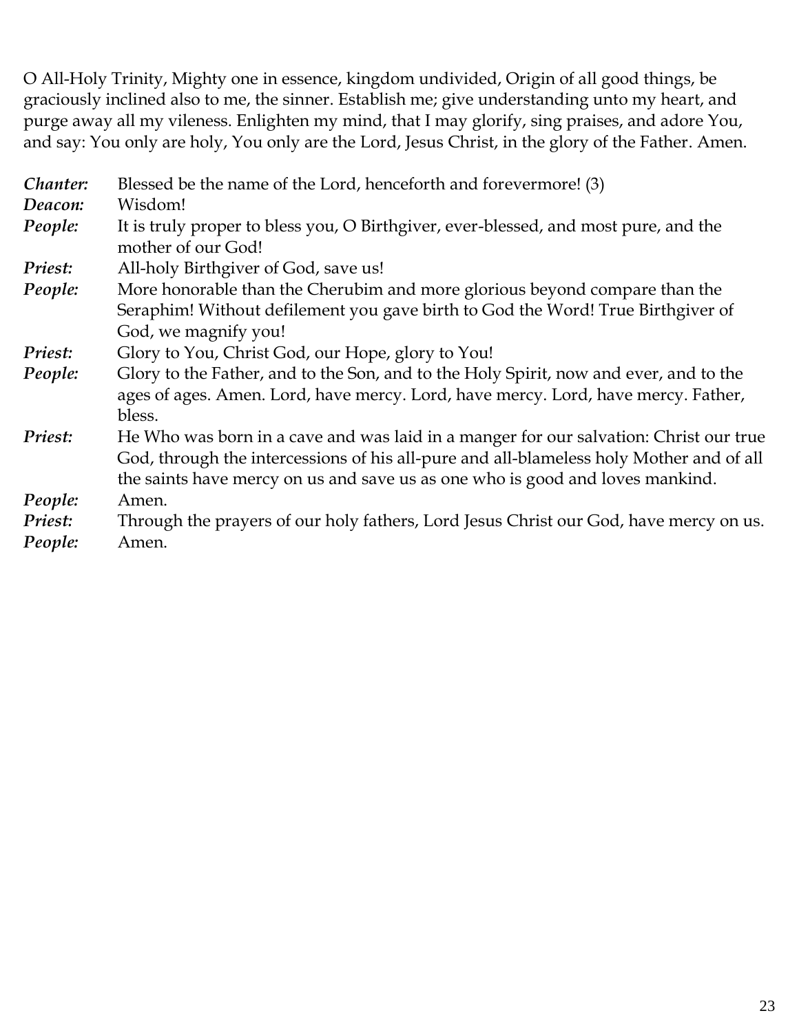O All-Holy Trinity, Mighty one in essence, kingdom undivided, Origin of all good things, be graciously inclined also to me, the sinner. Establish me; give understanding unto my heart, and purge away all my vileness. Enlighten my mind, that I may glorify, sing praises, and adore You, and say: You only are holy, You only are the Lord, Jesus Christ, in the glory of the Father. Amen.

***Chanter:*** Blessed be the name of the Lord, henceforth and forevermore! (3)

***Deacon:*** Wisdom!

***People:*** It is truly proper to bless you, O Birthgiver, ever-blessed, and most pure, and the mother of our God!

***Priest:*** All-holy Birthgiver of God, save us!

***People:*** More honorable than the Cherubim and more glorious beyond compare than the Seraphim! Without defilement you gave birth to God the Word! True Birthgiver of God, we magnify you!

***Priest:*** Glory to You, Christ God, our Hope, glory to You!

***People:*** Glory to the Father, and to the Son, and to the Holy Spirit, now and ever, and to the ages of ages. Amen. Lord, have mercy. Lord, have mercy. Lord, have mercy. Father, bless.

***Priest:*** He Who was born in a cave and was laid in a manger for our salvation: Christ our true God, through the intercessions of his all-pure and all-blameless holy Mother and of all the saints have mercy on us and save us as one who is good and loves mankind.

***People:*** Amen.

***Priest:*** Through the prayers of our holy fathers, Lord Jesus Christ our God, have mercy on us.

***People:*** Amen.